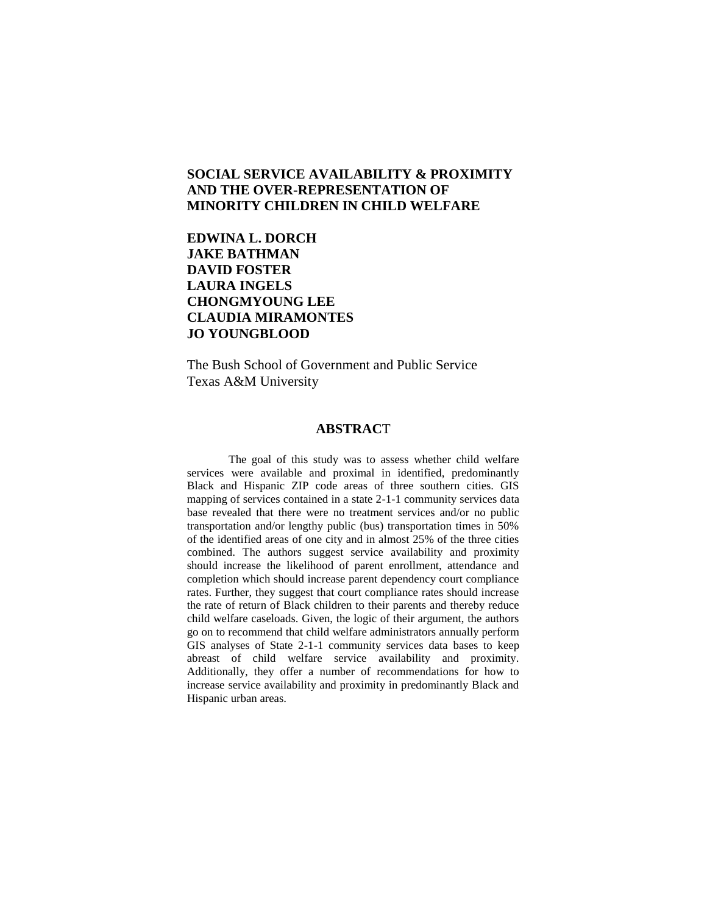# SOCIAL SERVICE AVAILABILITY & PROXIMITY AND THE OVER-REPRESENTATION OF MINORITY CHILDREN IN CHILD WELFARE

**EDWINA L. DORCH**
**JAKE BATHMAN**
**DAVID FOSTER**
**LAURA INGELS**
**CHONGMYOUNG LEE**
**CLAUDIA MIRAMONTES**
**JO YOUNGBLOOD**

The Bush School of Government and Public Service
Texas A&M University

## ABSTRACT

The goal of this study was to assess whether child welfare services were available and proximal in identified, predominantly Black and Hispanic ZIP code areas of three southern cities. GIS mapping of services contained in a state 2-1-1 community services data base revealed that there were no treatment services and/or no public transportation and/or lengthy public (bus) transportation times in 50% of the identified areas of one city and in almost 25% of the three cities combined. The authors suggest service availability and proximity should increase the likelihood of parent enrollment, attendance and completion which should increase parent dependency court compliance rates. Further, they suggest that court compliance rates should increase the rate of return of Black children to their parents and thereby reduce child welfare caseloads. Given, the logic of their argument, the authors go on to recommend that child welfare administrators annually perform GIS analyses of State 2-1-1 community services data bases to keep abreast of child welfare service availability and proximity. Additionally, they offer a number of recommendations for how to increase service availability and proximity in predominantly Black and Hispanic urban areas.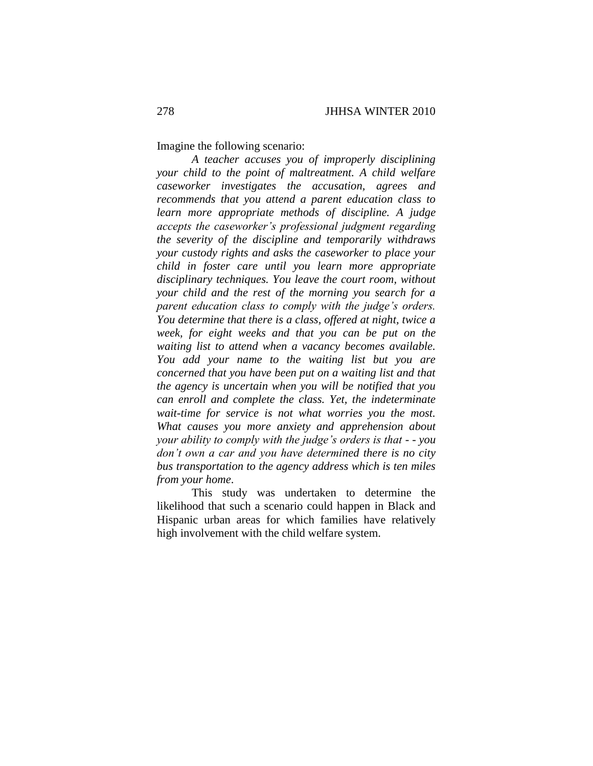Imagine the following scenario:

*A teacher accuses you of improperly disciplining your child to the point of maltreatment. A child welfare caseworker investigates the accusation, agrees and recommends that you attend a parent education class to learn more appropriate methods of discipline. A judge accepts the caseworker's professional judgment regarding the severity of the discipline and temporarily withdraws your custody rights and asks the caseworker to place your child in foster care until you learn more appropriate disciplinary techniques. You leave the court room, without your child and the rest of the morning you search for a parent education class to comply with the judge's orders. You determine that there is a class, offered at night, twice a week, for eight weeks and that you can be put on the waiting list to attend when a vacancy becomes available. You add your name to the waiting list but you are concerned that you have been put on a waiting list and that the agency is uncertain when you will be notified that you can enroll and complete the class. Yet, the indeterminate wait-time for service is not what worries you the most. What causes you more anxiety and apprehension about your ability to comply with the judge's orders is that - - you don't own a car and you have determined there is no city bus transportation to the agency address which is ten miles from your home.*

This study was undertaken to determine the likelihood that such a scenario could happen in Black and Hispanic urban areas for which families have relatively high involvement with the child welfare system.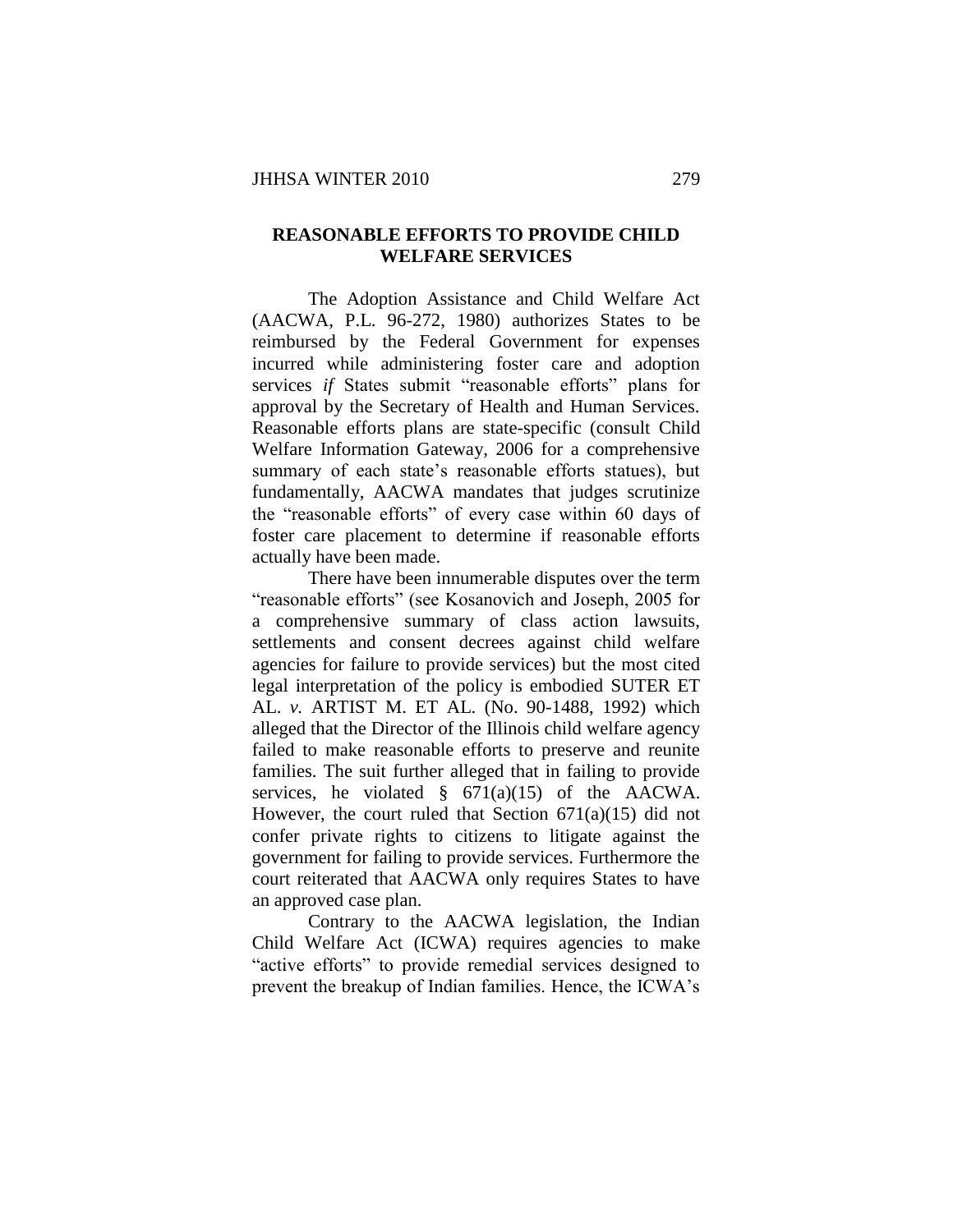## REASONABLE EFFORTS TO PROVIDE CHILD WELFARE SERVICES

The Adoption Assistance and Child Welfare Act (AACWA, P.L. 96-272, 1980) authorizes States to be reimbursed by the Federal Government for expenses incurred while administering foster care and adoption services *if* States submit "reasonable efforts" plans for approval by the Secretary of Health and Human Services. Reasonable efforts plans are state-specific (consult Child Welfare Information Gateway, 2006 for a comprehensive summary of each state's reasonable efforts statues), but fundamentally, AACWA mandates that judges scrutinize the "reasonable efforts" of every case within 60 days of foster care placement to determine if reasonable efforts actually have been made.

There have been innumerable disputes over the term "reasonable efforts" (see Kosanovich and Joseph, 2005 for a comprehensive summary of class action lawsuits, settlements and consent decrees against child welfare agencies for failure to provide services) but the most cited legal interpretation of the policy is embodied SUTER ET AL. *v.* ARTIST M. ET AL. (No. 90-1488, 1992) which alleged that the Director of the Illinois child welfare agency failed to make reasonable efforts to preserve and reunite families. The suit further alleged that in failing to provide services, he violated § 671(a)(15) of the AACWA. However, the court ruled that Section 671(a)(15) did not confer private rights to citizens to litigate against the government for failing to provide services. Furthermore the court reiterated that AACWA only requires States to have an approved case plan.

Contrary to the AACWA legislation, the Indian Child Welfare Act (ICWA) requires agencies to make "active efforts" to provide remedial services designed to prevent the breakup of Indian families. Hence, the ICWA's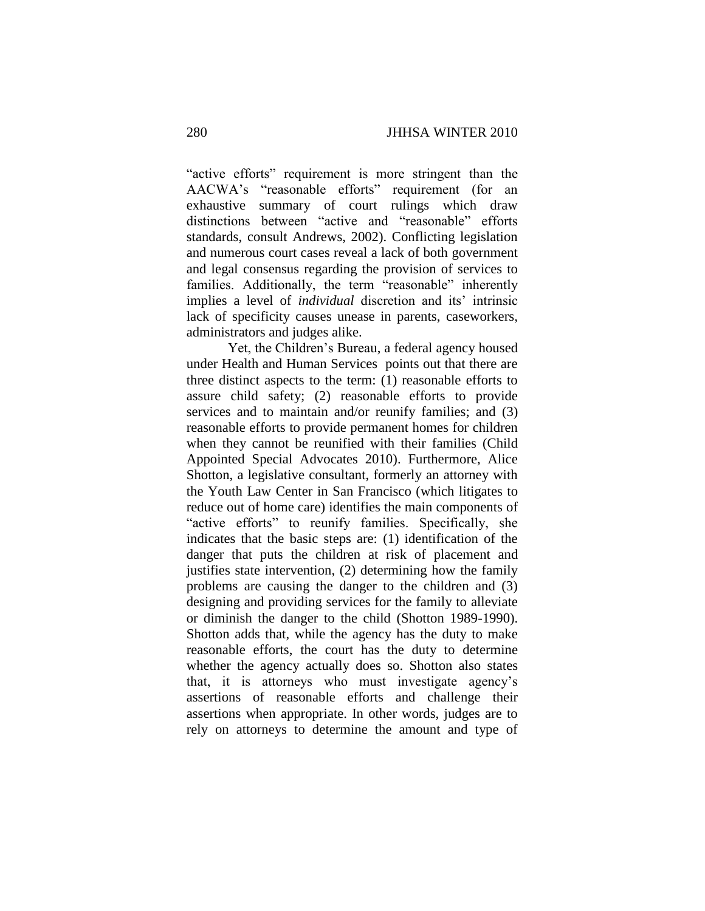"active efforts" requirement is more stringent than the AACWA's "reasonable efforts" requirement (for an exhaustive summary of court rulings which draw distinctions between "active and "reasonable" efforts standards, consult Andrews, 2002). Conflicting legislation and numerous court cases reveal a lack of both government and legal consensus regarding the provision of services to families. Additionally, the term "reasonable" inherently implies a level of *individual* discretion and its' intrinsic lack of specificity causes unease in parents, caseworkers, administrators and judges alike.

Yet, the Children's Bureau, a federal agency housed under Health and Human Services points out that there are three distinct aspects to the term: (1) reasonable efforts to assure child safety; (2) reasonable efforts to provide services and to maintain and/or reunify families; and (3) reasonable efforts to provide permanent homes for children when they cannot be reunified with their families (Child Appointed Special Advocates 2010). Furthermore, Alice Shotton, a legislative consultant, formerly an attorney with the Youth Law Center in San Francisco (which litigates to reduce out of home care) identifies the main components of "active efforts" to reunify families. Specifically, she indicates that the basic steps are: (1) identification of the danger that puts the children at risk of placement and justifies state intervention, (2) determining how the family problems are causing the danger to the children and (3) designing and providing services for the family to alleviate or diminish the danger to the child (Shotton 1989-1990). Shotton adds that, while the agency has the duty to make reasonable efforts, the court has the duty to determine whether the agency actually does so. Shotton also states that, it is attorneys who must investigate agency's assertions of reasonable efforts and challenge their assertions when appropriate. In other words, judges are to rely on attorneys to determine the amount and type of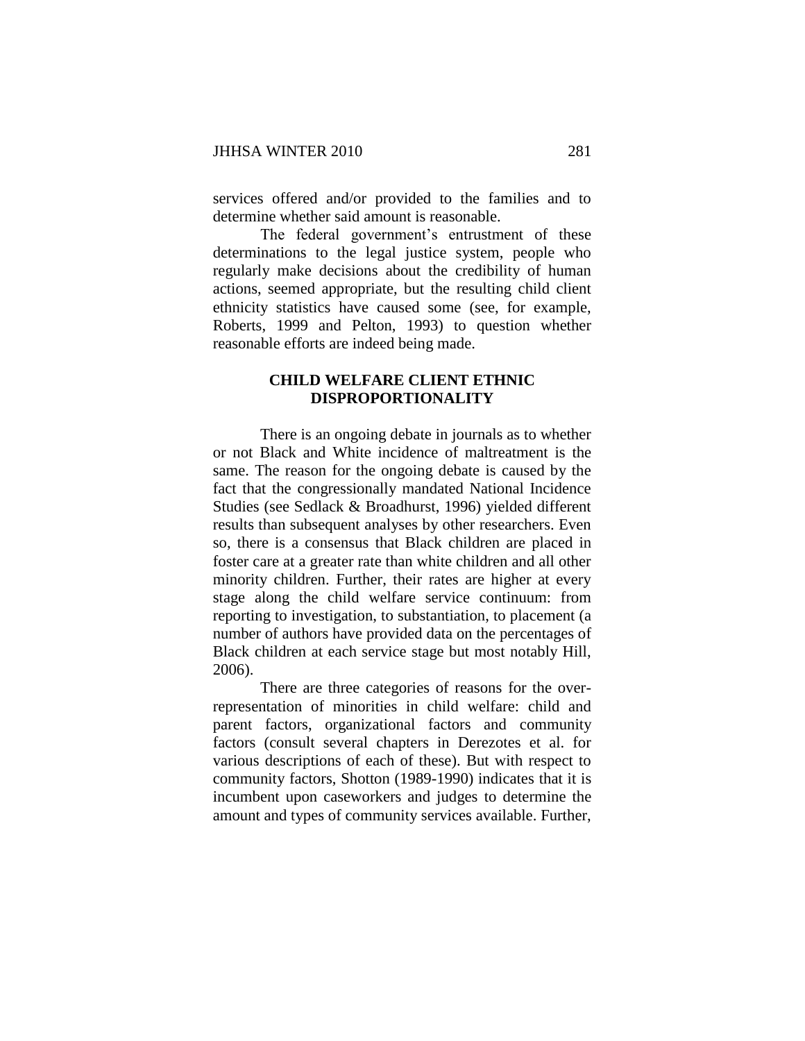services offered and/or provided to the families and to determine whether said amount is reasonable.

The federal government's entrustment of these determinations to the legal justice system, people who regularly make decisions about the credibility of human actions, seemed appropriate, but the resulting child client ethnicity statistics have caused some (see, for example, Roberts, 1999 and Pelton, 1993) to question whether reasonable efforts are indeed being made.

## CHILD WELFARE CLIENT ETHNIC DISPROPORTIONALITY

There is an ongoing debate in journals as to whether or not Black and White incidence of maltreatment is the same. The reason for the ongoing debate is caused by the fact that the congressionally mandated National Incidence Studies (see Sedlack & Broadhurst, 1996) yielded different results than subsequent analyses by other researchers. Even so, there is a consensus that Black children are placed in foster care at a greater rate than white children and all other minority children. Further, their rates are higher at every stage along the child welfare service continuum: from reporting to investigation, to substantiation, to placement (a number of authors have provided data on the percentages of Black children at each service stage but most notably Hill, 2006).

There are three categories of reasons for the over-representation of minorities in child welfare: child and parent factors, organizational factors and community factors (consult several chapters in Derezotes et al. for various descriptions of each of these). But with respect to community factors, Shotton (1989-1990) indicates that it is incumbent upon caseworkers and judges to determine the amount and types of community services available. Further,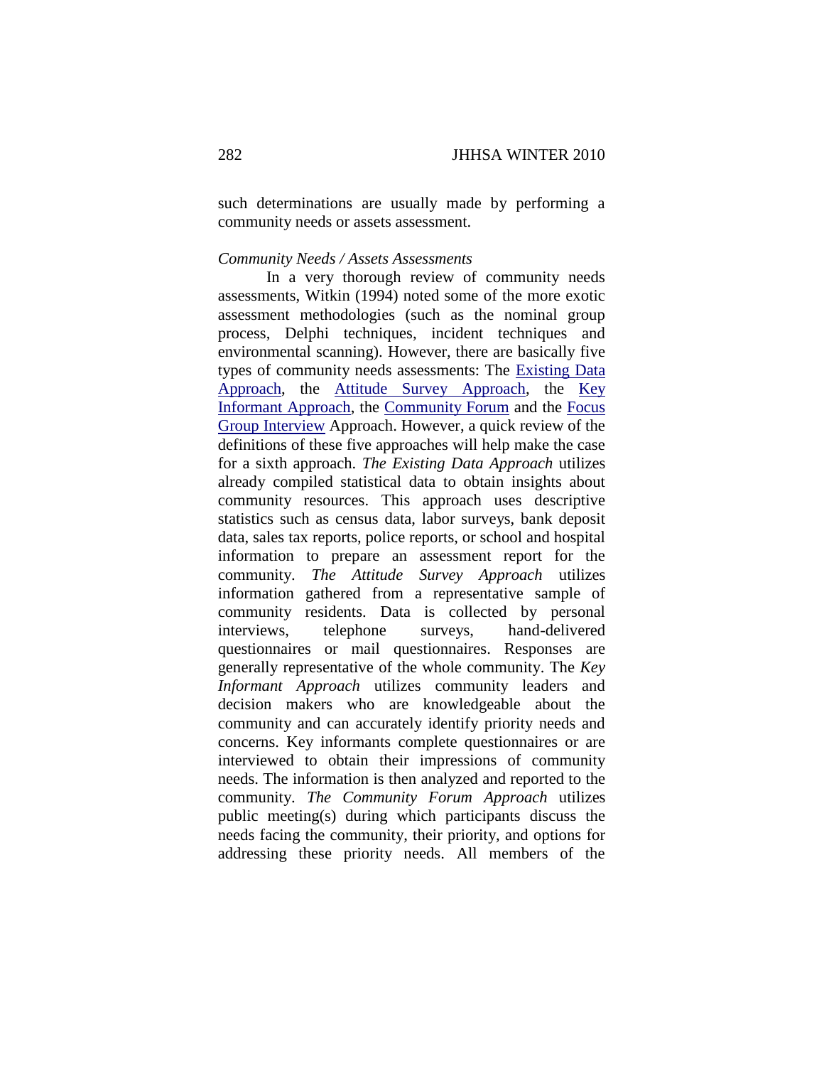such determinations are usually made by performing a community needs or assets assessment.

*Community Needs / Assets Assessments*

In a very thorough review of community needs assessments, Witkin (1994) noted some of the more exotic assessment methodologies (such as the nominal group process, Delphi techniques, incident techniques and environmental scanning). However, there are basically five types of community needs assessments: The Existing Data Approach, the Attitude Survey Approach, the Key Informant Approach, the Community Forum and the Focus Group Interview Approach. However, a quick review of the definitions of these five approaches will help make the case for a sixth approach. *The Existing Data Approach* utilizes already compiled statistical data to obtain insights about community resources. This approach uses descriptive statistics such as census data, labor surveys, bank deposit data, sales tax reports, police reports, or school and hospital information to prepare an assessment report for the community. *The Attitude Survey Approach* utilizes information gathered from a representative sample of community residents. Data is collected by personal interviews, telephone surveys, hand-delivered questionnaires or mail questionnaires. Responses are generally representative of the whole community. The *Key Informant Approach* utilizes community leaders and decision makers who are knowledgeable about the community and can accurately identify priority needs and concerns. Key informants complete questionnaires or are interviewed to obtain their impressions of community needs. The information is then analyzed and reported to the community. *The Community Forum Approach* utilizes public meeting(s) during which participants discuss the needs facing the community, their priority, and options for addressing these priority needs. All members of the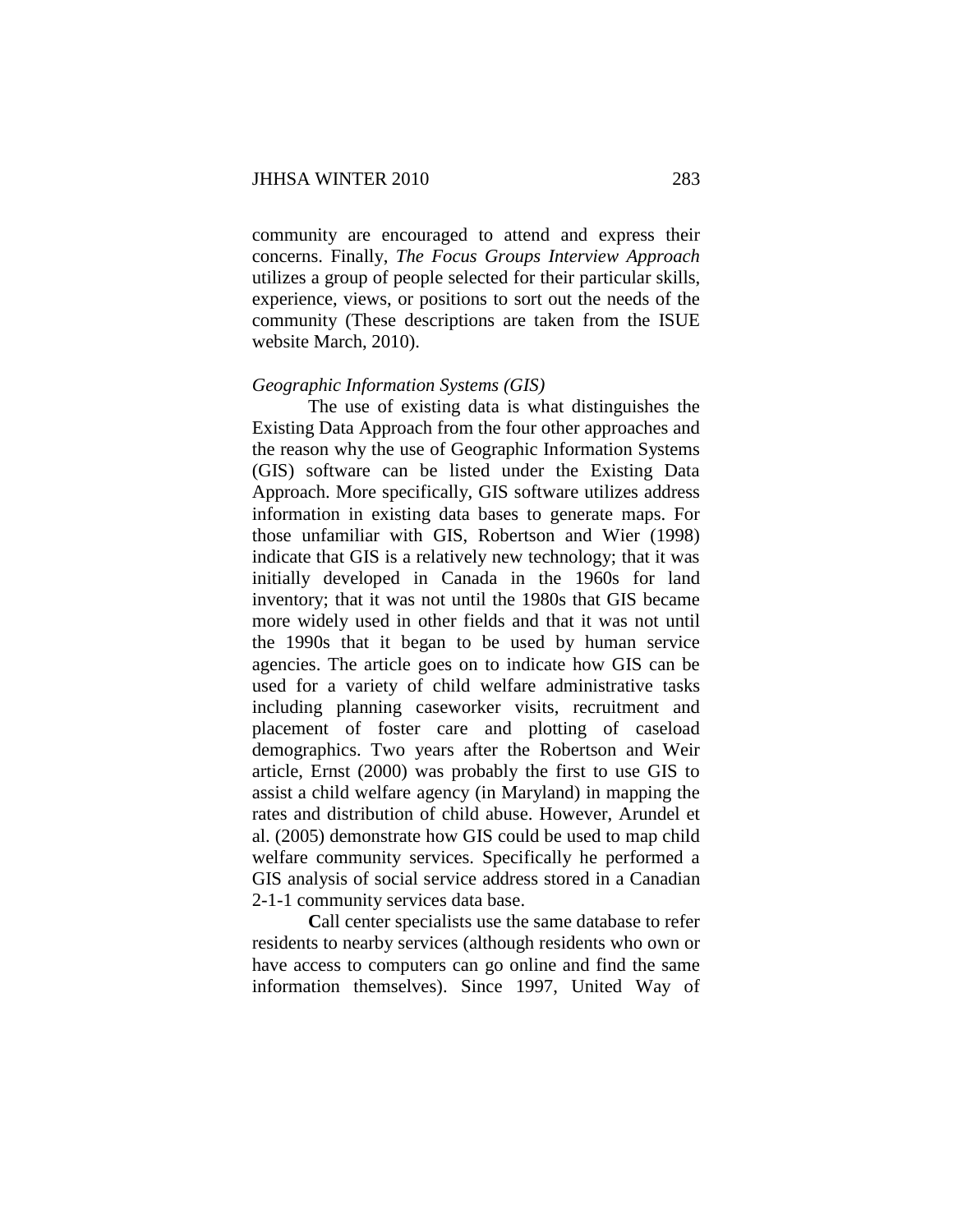community are encouraged to attend and express their concerns. Finally, *The Focus Groups Interview Approach* utilizes a group of people selected for their particular skills, experience, views, or positions to sort out the needs of the community (These descriptions are taken from the ISUE website March, 2010).

*Geographic Information Systems (GIS)*

The use of existing data is what distinguishes the Existing Data Approach from the four other approaches and the reason why the use of Geographic Information Systems (GIS) software can be listed under the Existing Data Approach. More specifically, GIS software utilizes address information in existing data bases to generate maps. For those unfamiliar with GIS, Robertson and Wier (1998) indicate that GIS is a relatively new technology; that it was initially developed in Canada in the 1960s for land inventory; that it was not until the 1980s that GIS became more widely used in other fields and that it was not until the 1990s that it began to be used by human service agencies. The article goes on to indicate how GIS can be used for a variety of child welfare administrative tasks including planning caseworker visits, recruitment and placement of foster care and plotting of caseload demographics. Two years after the Robertson and Weir article, Ernst (2000) was probably the first to use GIS to assist a child welfare agency (in Maryland) in mapping the rates and distribution of child abuse. However, Arundel et al. (2005) demonstrate how GIS could be used to map child welfare community services. Specifically he performed a GIS analysis of social service address stored in a Canadian 2-1-1 community services data base.

**C**all center specialists use the same database to refer residents to nearby services (although residents who own or have access to computers can go online and find the same information themselves). Since 1997, United Way of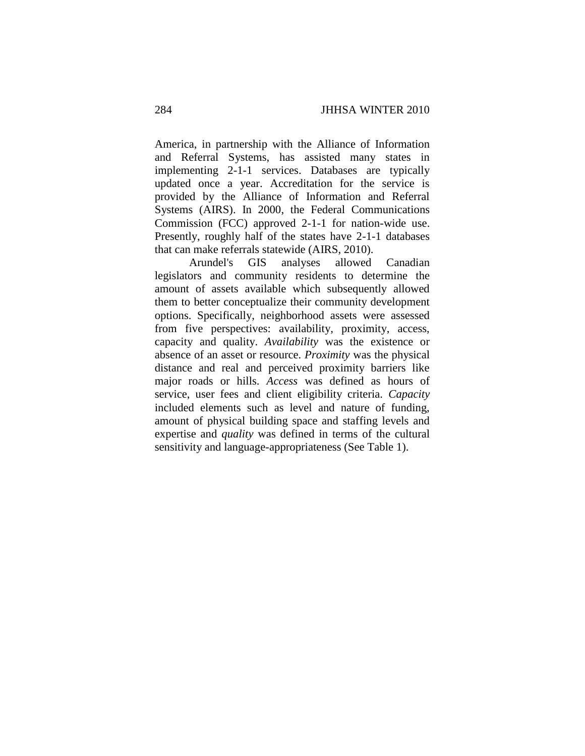America, in partnership with the Alliance of Information and Referral Systems, has assisted many states in implementing 2-1-1 services. Databases are typically updated once a year. Accreditation for the service is provided by the Alliance of Information and Referral Systems (AIRS). In 2000, the Federal Communications Commission (FCC) approved 2-1-1 for nation-wide use. Presently, roughly half of the states have 2-1-1 databases that can make referrals statewide (AIRS, 2010).

Arundel's GIS analyses allowed Canadian legislators and community residents to determine the amount of assets available which subsequently allowed them to better conceptualize their community development options. Specifically, neighborhood assets were assessed from five perspectives: availability, proximity, access, capacity and quality. *Availability* was the existence or absence of an asset or resource. *Proximity* was the physical distance and real and perceived proximity barriers like major roads or hills. *Access* was defined as hours of service, user fees and client eligibility criteria. *Capacity* included elements such as level and nature of funding, amount of physical building space and staffing levels and expertise and *quality* was defined in terms of the cultural sensitivity and language-appropriateness (See Table 1).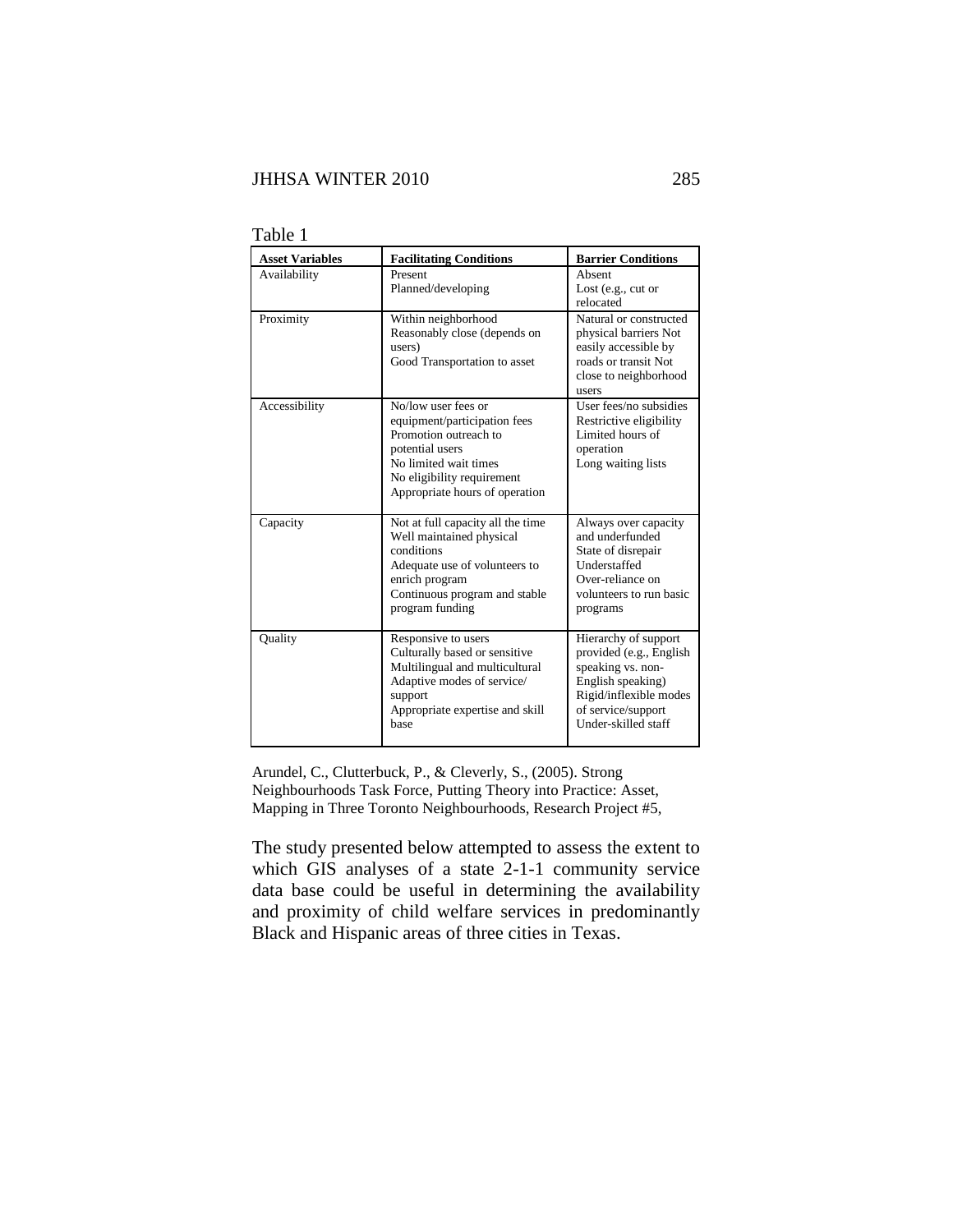Table 1

| Asset Variables | Facilitating Conditions | Barrier Conditions |
|---|---|---|
| Availability | Present<br>Planned/developing | Absent<br>Lost (e.g., cut or relocated |
| Proximity | Within neighborhood<br>Reasonably close (depends on users)<br>Good Transportation to asset | Natural or constructed physical barriers Not easily accessible by roads or transit Not close to neighborhood users |
| Accessibility | No/low user fees or equipment/participation fees<br>Promotion outreach to potential users<br>No limited wait times<br>No eligibility requirement<br>Appropriate hours of operation | User fees/no subsidies<br>Restrictive eligibility<br>Limited hours of operation<br>Long waiting lists |
| Capacity | Not at full capacity all the time<br>Well maintained physical conditions<br>Adequate use of volunteers to enrich program<br>Continuous program and stable program funding | Always over capacity and underfunded<br>State of disrepair<br>Understaffed<br>Over-reliance on volunteers to run basic programs |
| Quality | Responsive to users<br>Culturally based or sensitive<br>Multilingual and multicultural<br>Adaptive modes of service/ support<br>Appropriate expertise and skill base | Hierarchy of support provided (e.g., English speaking vs. non-English speaking)<br>Rigid/inflexible modes of service/support<br>Under-skilled staff |

Arundel, C., Clutterbuck, P., & Cleverly, S., (2005). Strong Neighbourhoods Task Force, Putting Theory into Practice: Asset, Mapping in Three Toronto Neighbourhoods, Research Project #5,

The study presented below attempted to assess the extent to which GIS analyses of a state 2-1-1 community service data base could be useful in determining the availability and proximity of child welfare services in predominantly Black and Hispanic areas of three cities in Texas.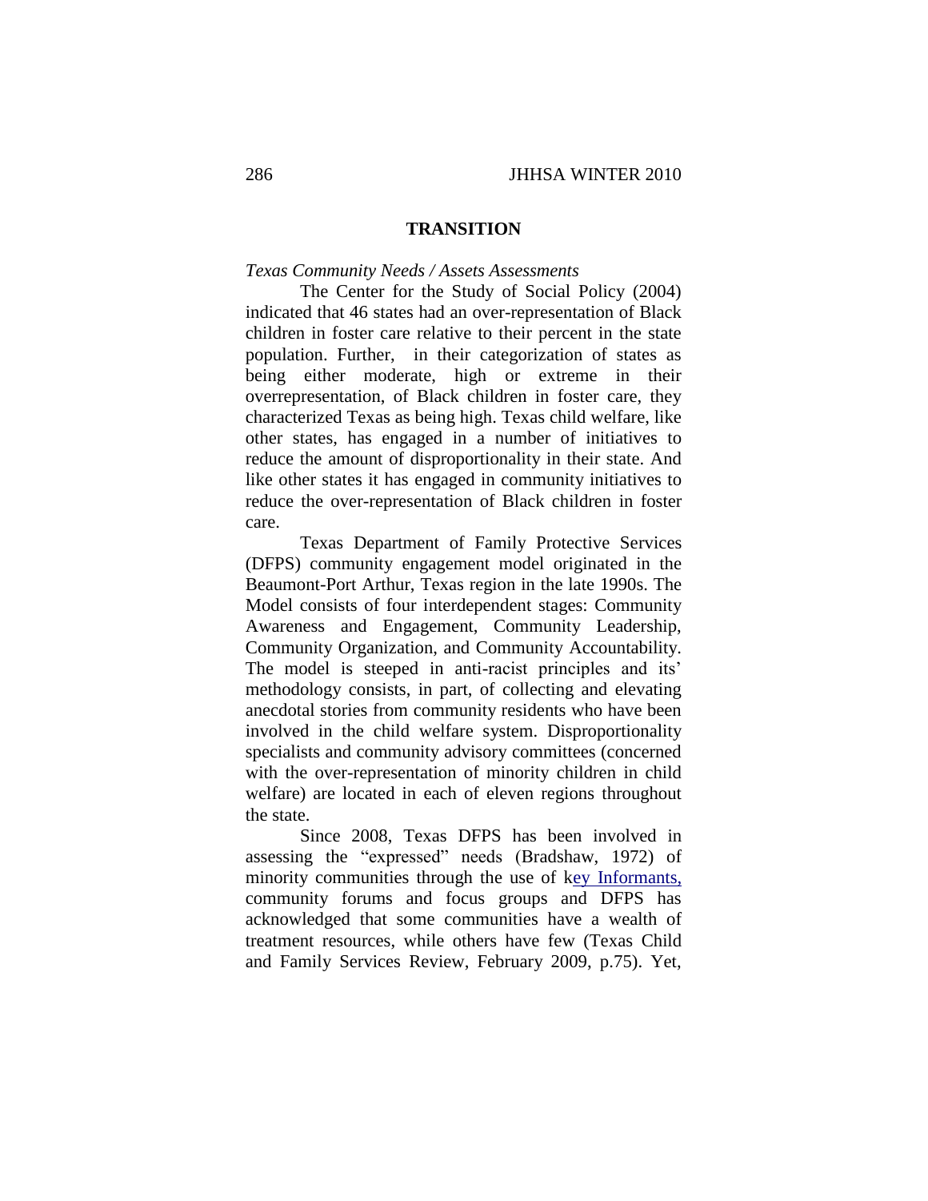## TRANSITION

*Texas Community Needs / Assets Assessments*

The Center for the Study of Social Policy (2004) indicated that 46 states had an over-representation of Black children in foster care relative to their percent in the state population. Further, in their categorization of states as being either moderate, high or extreme in their overrepresentation, of Black children in foster care, they characterized Texas as being high. Texas child welfare, like other states, has engaged in a number of initiatives to reduce the amount of disproportionality in their state. And like other states it has engaged in community initiatives to reduce the over-representation of Black children in foster care.

Texas Department of Family Protective Services (DFPS) community engagement model originated in the Beaumont-Port Arthur, Texas region in the late 1990s. The Model consists of four interdependent stages: Community Awareness and Engagement, Community Leadership, Community Organization, and Community Accountability. The model is steeped in anti-racist principles and its' methodology consists, in part, of collecting and elevating anecdotal stories from community residents who have been involved in the child welfare system. Disproportionality specialists and community advisory committees (concerned with the over-representation of minority children in child welfare) are located in each of eleven regions throughout the state.

Since 2008, Texas DFPS has been involved in assessing the "expressed" needs (Bradshaw, 1972) of minority communities through the use of key Informants, community forums and focus groups and DFPS has acknowledged that some communities have a wealth of treatment resources, while others have few (Texas Child and Family Services Review, February 2009, p.75). Yet,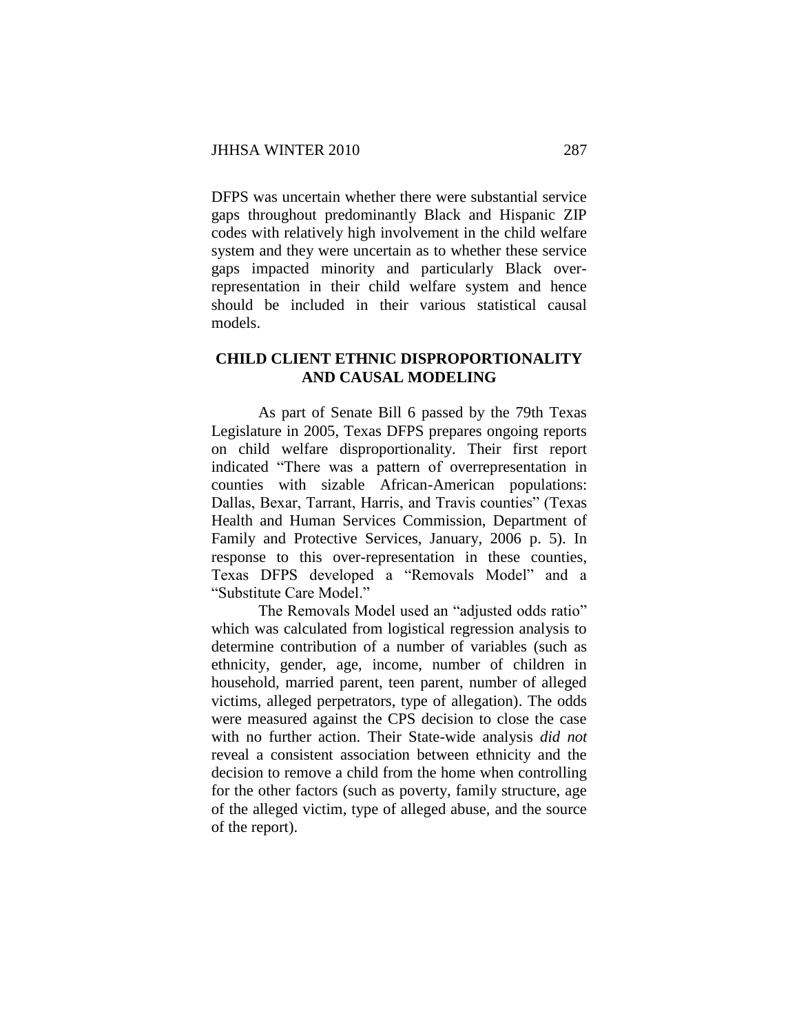DFPS was uncertain whether there were substantial service gaps throughout predominantly Black and Hispanic ZIP codes with relatively high involvement in the child welfare system and they were uncertain as to whether these service gaps impacted minority and particularly Black over-representation in their child welfare system and hence should be included in their various statistical causal models.

## CHILD CLIENT ETHNIC DISPROPORTIONALITY AND CAUSAL MODELING

As part of Senate Bill 6 passed by the 79th Texas Legislature in 2005, Texas DFPS prepares ongoing reports on child welfare disproportionality. Their first report indicated "There was a pattern of overrepresentation in counties with sizable African-American populations: Dallas, Bexar, Tarrant, Harris, and Travis counties" (Texas Health and Human Services Commission, Department of Family and Protective Services, January, 2006 p. 5). In response to this over-representation in these counties, Texas DFPS developed a "Removals Model" and a "Substitute Care Model."

The Removals Model used an "adjusted odds ratio" which was calculated from logistical regression analysis to determine contribution of a number of variables (such as ethnicity, gender, age, income, number of children in household, married parent, teen parent, number of alleged victims, alleged perpetrators, type of allegation). The odds were measured against the CPS decision to close the case with no further action. Their State-wide analysis *did not* reveal a consistent association between ethnicity and the decision to remove a child from the home when controlling for the other factors (such as poverty, family structure, age of the alleged victim, type of alleged abuse, and the source of the report).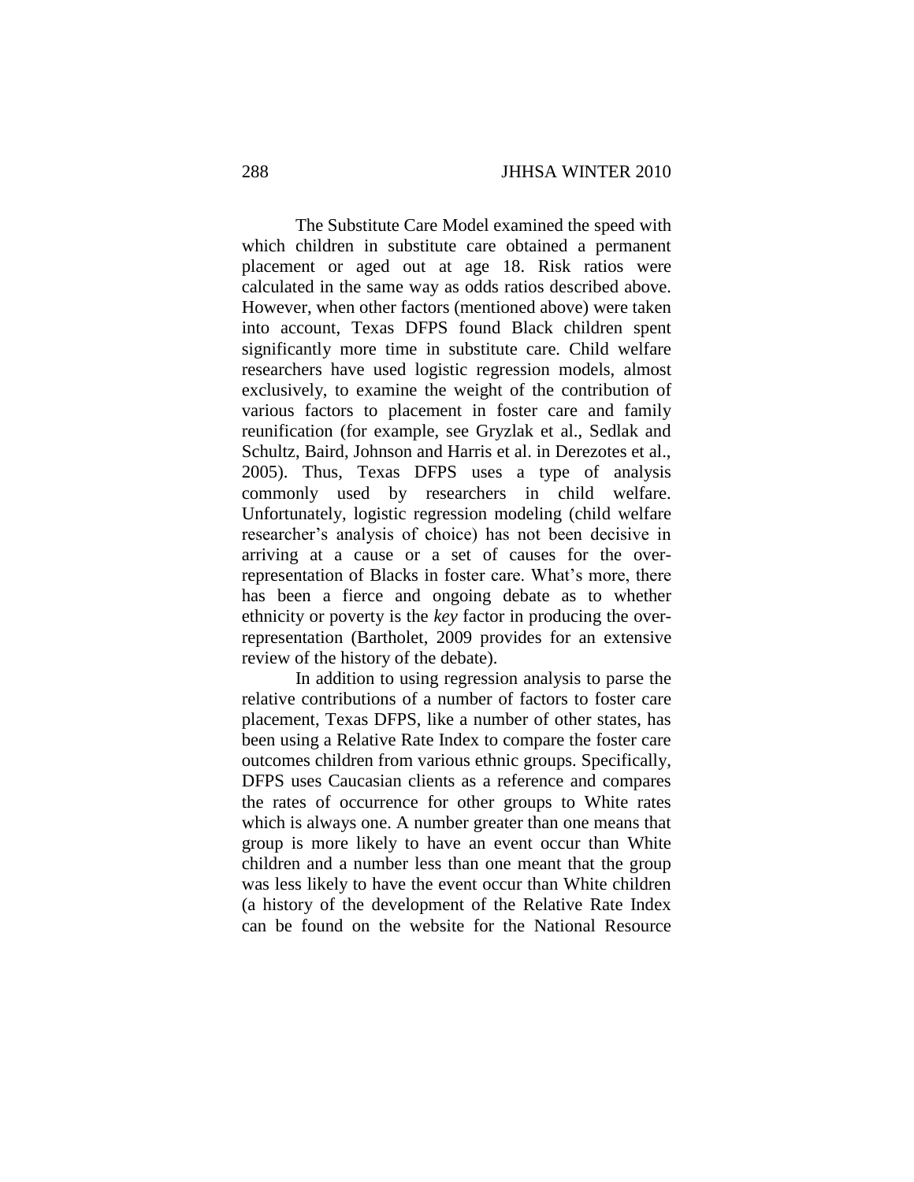The Substitute Care Model examined the speed with which children in substitute care obtained a permanent placement or aged out at age 18. Risk ratios were calculated in the same way as odds ratios described above. However, when other factors (mentioned above) were taken into account, Texas DFPS found Black children spent significantly more time in substitute care. Child welfare researchers have used logistic regression models, almost exclusively, to examine the weight of the contribution of various factors to placement in foster care and family reunification (for example, see Gryzlak et al., Sedlak and Schultz, Baird, Johnson and Harris et al. in Derezotes et al., 2005). Thus, Texas DFPS uses a type of analysis commonly used by researchers in child welfare. Unfortunately, logistic regression modeling (child welfare researcher's analysis of choice) has not been decisive in arriving at a cause or a set of causes for the over-representation of Blacks in foster care. What's more, there has been a fierce and ongoing debate as to whether ethnicity or poverty is the *key* factor in producing the over-representation (Bartholet, 2009 provides for an extensive review of the history of the debate).

In addition to using regression analysis to parse the relative contributions of a number of factors to foster care placement, Texas DFPS, like a number of other states, has been using a Relative Rate Index to compare the foster care outcomes children from various ethnic groups. Specifically, DFPS uses Caucasian clients as a reference and compares the rates of occurrence for other groups to White rates which is always one. A number greater than one means that group is more likely to have an event occur than White children and a number less than one meant that the group was less likely to have the event occur than White children (a history of the development of the Relative Rate Index can be found on the website for the National Resource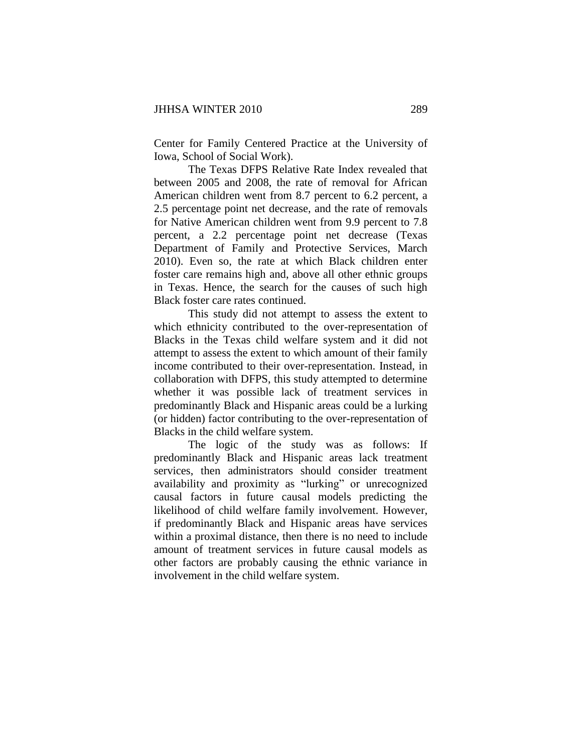Center for Family Centered Practice at the University of Iowa, School of Social Work).

The Texas DFPS Relative Rate Index revealed that between 2005 and 2008, the rate of removal for African American children went from 8.7 percent to 6.2 percent, a 2.5 percentage point net decrease, and the rate of removals for Native American children went from 9.9 percent to 7.8 percent, a 2.2 percentage point net decrease (Texas Department of Family and Protective Services, March 2010). Even so, the rate at which Black children enter foster care remains high and, above all other ethnic groups in Texas. Hence, the search for the causes of such high Black foster care rates continued.

This study did not attempt to assess the extent to which ethnicity contributed to the over-representation of Blacks in the Texas child welfare system and it did not attempt to assess the extent to which amount of their family income contributed to their over-representation. Instead, in collaboration with DFPS, this study attempted to determine whether it was possible lack of treatment services in predominantly Black and Hispanic areas could be a lurking (or hidden) factor contributing to the over-representation of Blacks in the child welfare system.

The logic of the study was as follows: If predominantly Black and Hispanic areas lack treatment services, then administrators should consider treatment availability and proximity as "lurking" or unrecognized causal factors in future causal models predicting the likelihood of child welfare family involvement. However, if predominantly Black and Hispanic areas have services within a proximal distance, then there is no need to include amount of treatment services in future causal models as other factors are probably causing the ethnic variance in involvement in the child welfare system.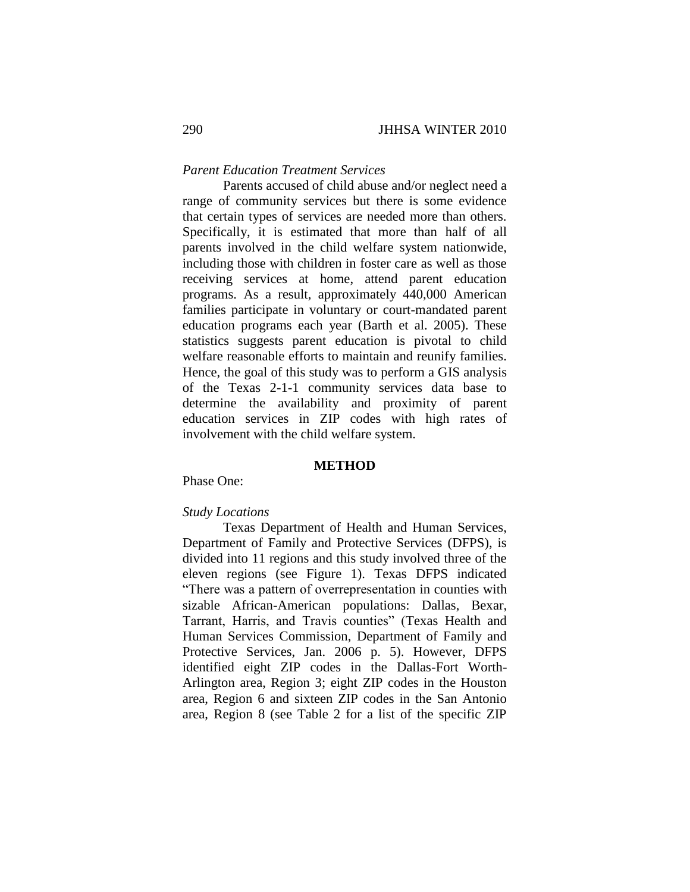*Parent Education Treatment Services*

Parents accused of child abuse and/or neglect need a range of community services but there is some evidence that certain types of services are needed more than others. Specifically, it is estimated that more than half of all parents involved in the child welfare system nationwide, including those with children in foster care as well as those receiving services at home, attend parent education programs. As a result, approximately 440,000 American families participate in voluntary or court-mandated parent education programs each year (Barth et al. 2005). These statistics suggests parent education is pivotal to child welfare reasonable efforts to maintain and reunify families. Hence, the goal of this study was to perform a GIS analysis of the Texas 2-1-1 community services data base to determine the availability and proximity of parent education services in ZIP codes with high rates of involvement with the child welfare system.

## METHOD

Phase One:

*Study Locations*

Texas Department of Health and Human Services, Department of Family and Protective Services (DFPS), is divided into 11 regions and this study involved three of the eleven regions (see Figure 1). Texas DFPS indicated "There was a pattern of overrepresentation in counties with sizable African-American populations: Dallas, Bexar, Tarrant, Harris, and Travis counties" (Texas Health and Human Services Commission, Department of Family and Protective Services, Jan. 2006 p. 5). However, DFPS identified eight ZIP codes in the Dallas-Fort Worth-Arlington area, Region 3; eight ZIP codes in the Houston area, Region 6 and sixteen ZIP codes in the San Antonio area, Region 8 (see Table 2 for a list of the specific ZIP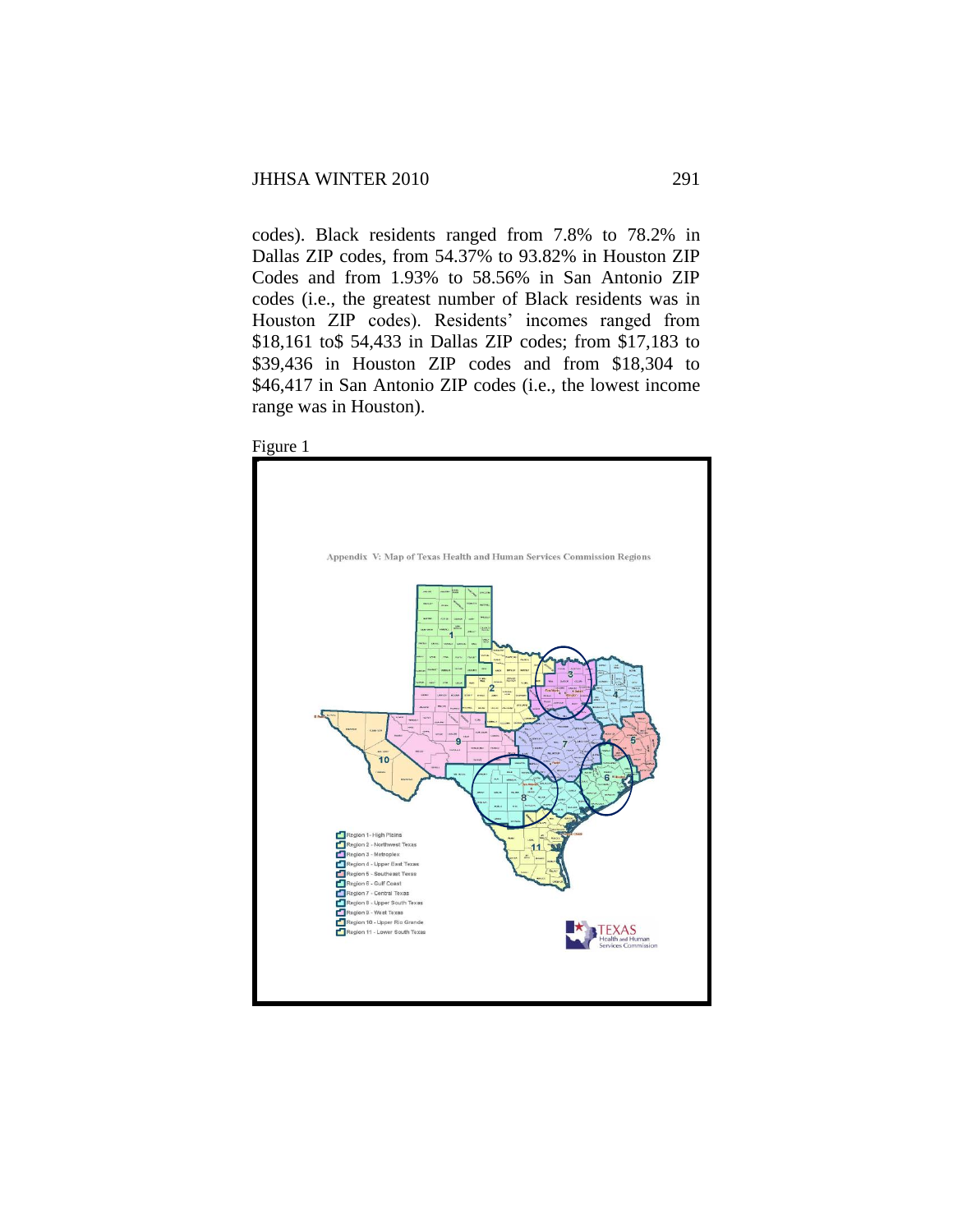codes). Black residents ranged from 7.8% to 78.2% in Dallas ZIP codes, from 54.37% to 93.82% in Houston ZIP Codes and from 1.93% to 58.56% in San Antonio ZIP codes (i.e., the greatest number of Black residents was in Houston ZIP codes). Residents' incomes ranged from $18,161 to$ 54,433 in Dallas ZIP codes; from $17,183 to $39,436 in Houston ZIP codes and from $18,304 to $46,417 in San Antonio ZIP codes (i.e., the lowest income range was in Houston).

Figure 1

Appendix V: Map of Texas Health and Human Services Commission Regions

Region 1 - High Plains
Region 2 - Northwest Texas
Region 3 - Metroplex
Region 4 - Upper East Texas
Region 5 - Southeast Texas
Region 6 - Gulf Coast
Region 7 - Central Texas
Region 8 - Upper South Texas
Region 9 - West Texas
Region 10 - Upper Rio Grande
Region 11 - Lower South Texas

TEXAS Health and Human Services Commission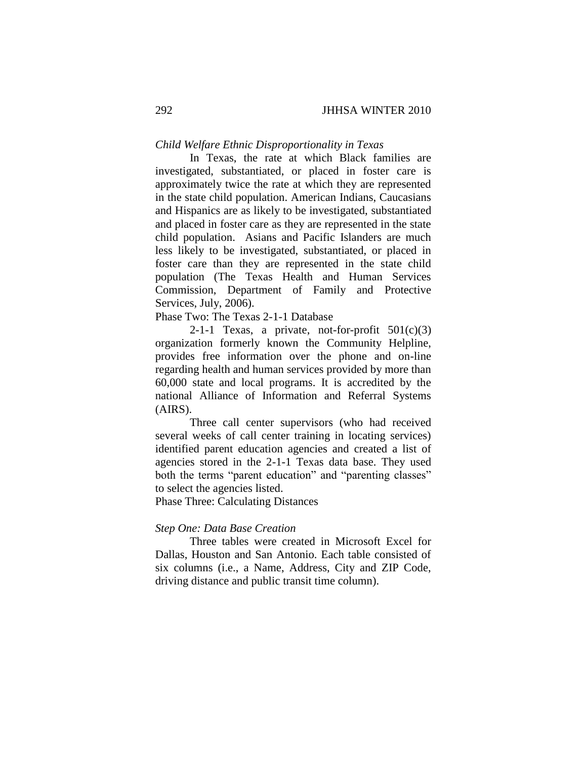*Child Welfare Ethnic Disproportionality in Texas*

In Texas, the rate at which Black families are investigated, substantiated, or placed in foster care is approximately twice the rate at which they are represented in the state child population. American Indians, Caucasians and Hispanics are as likely to be investigated, substantiated and placed in foster care as they are represented in the state child population. Asians and Pacific Islanders are much less likely to be investigated, substantiated, or placed in foster care than they are represented in the state child population (The Texas Health and Human Services Commission, Department of Family and Protective Services, July, 2006).

Phase Two: The Texas 2-1-1 Database

2-1-1 Texas, a private, not-for-profit 501(c)(3) organization formerly known the Community Helpline, provides free information over the phone and on-line regarding health and human services provided by more than 60,000 state and local programs. It is accredited by the national Alliance of Information and Referral Systems (AIRS).

Three call center supervisors (who had received several weeks of call center training in locating services) identified parent education agencies and created a list of agencies stored in the 2-1-1 Texas data base. They used both the terms "parent education" and "parenting classes" to select the agencies listed.

Phase Three: Calculating Distances

*Step One: Data Base Creation*

Three tables were created in Microsoft Excel for Dallas, Houston and San Antonio. Each table consisted of six columns (i.e., a Name, Address, City and ZIP Code, driving distance and public transit time column).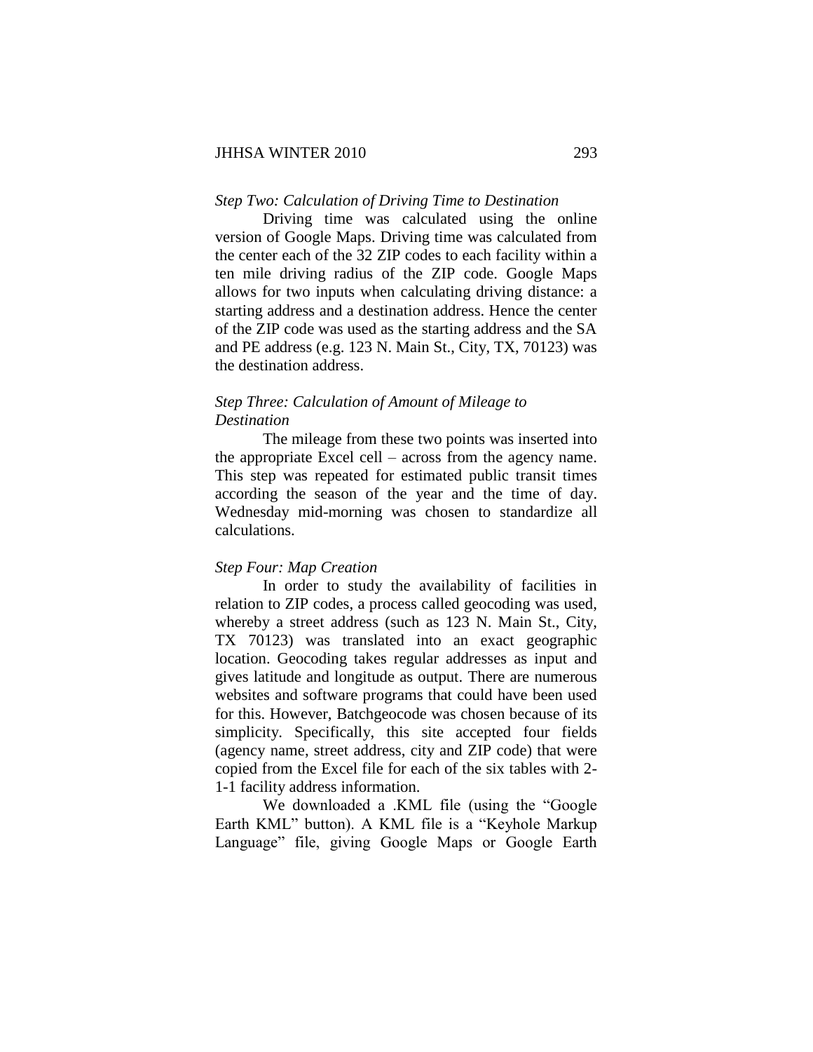*Step Two: Calculation of Driving Time to Destination*

Driving time was calculated using the online version of Google Maps. Driving time was calculated from the center each of the 32 ZIP codes to each facility within a ten mile driving radius of the ZIP code. Google Maps allows for two inputs when calculating driving distance: a starting address and a destination address. Hence the center of the ZIP code was used as the starting address and the SA and PE address (e.g. 123 N. Main St., City, TX, 70123) was the destination address.

*Step Three: Calculation of Amount of Mileage to Destination*

The mileage from these two points was inserted into the appropriate Excel cell – across from the agency name. This step was repeated for estimated public transit times according the season of the year and the time of day. Wednesday mid-morning was chosen to standardize all calculations.

*Step Four: Map Creation*

In order to study the availability of facilities in relation to ZIP codes, a process called geocoding was used, whereby a street address (such as 123 N. Main St., City, TX 70123) was translated into an exact geographic location. Geocoding takes regular addresses as input and gives latitude and longitude as output. There are numerous websites and software programs that could have been used for this. However, Batchgeocode was chosen because of its simplicity. Specifically, this site accepted four fields (agency name, street address, city and ZIP code) that were copied from the Excel file for each of the six tables with 2-1-1 facility address information.

We downloaded a .KML file (using the "Google Earth KML" button). A KML file is a "Keyhole Markup Language" file, giving Google Maps or Google Earth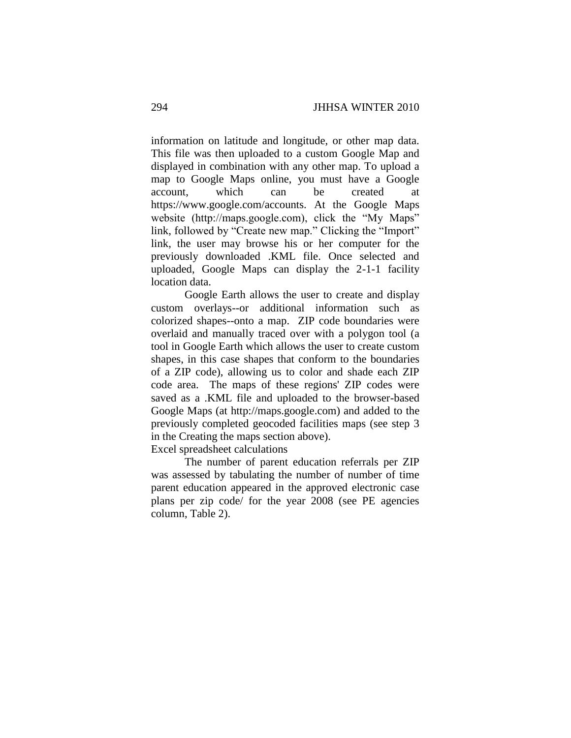information on latitude and longitude, or other map data. This file was then uploaded to a custom Google Map and displayed in combination with any other map. To upload a map to Google Maps online, you must have a Google account, which can be created at https://www.google.com/accounts. At the Google Maps website (http://maps.google.com), click the "My Maps" link, followed by "Create new map." Clicking the "Import" link, the user may browse his or her computer for the previously downloaded .KML file. Once selected and uploaded, Google Maps can display the 2-1-1 facility location data.

Google Earth allows the user to create and display custom overlays--or additional information such as colorized shapes--onto a map. ZIP code boundaries were overlaid and manually traced over with a polygon tool (a tool in Google Earth which allows the user to create custom shapes, in this case shapes that conform to the boundaries of a ZIP code), allowing us to color and shade each ZIP code area. The maps of these regions' ZIP codes were saved as a .KML file and uploaded to the browser-based Google Maps (at http://maps.google.com) and added to the previously completed geocoded facilities maps (see step 3 in the Creating the maps section above).

Excel spreadsheet calculations

The number of parent education referrals per ZIP was assessed by tabulating the number of number of time parent education appeared in the approved electronic case plans per zip code/ for the year 2008 (see PE agencies column, Table 2).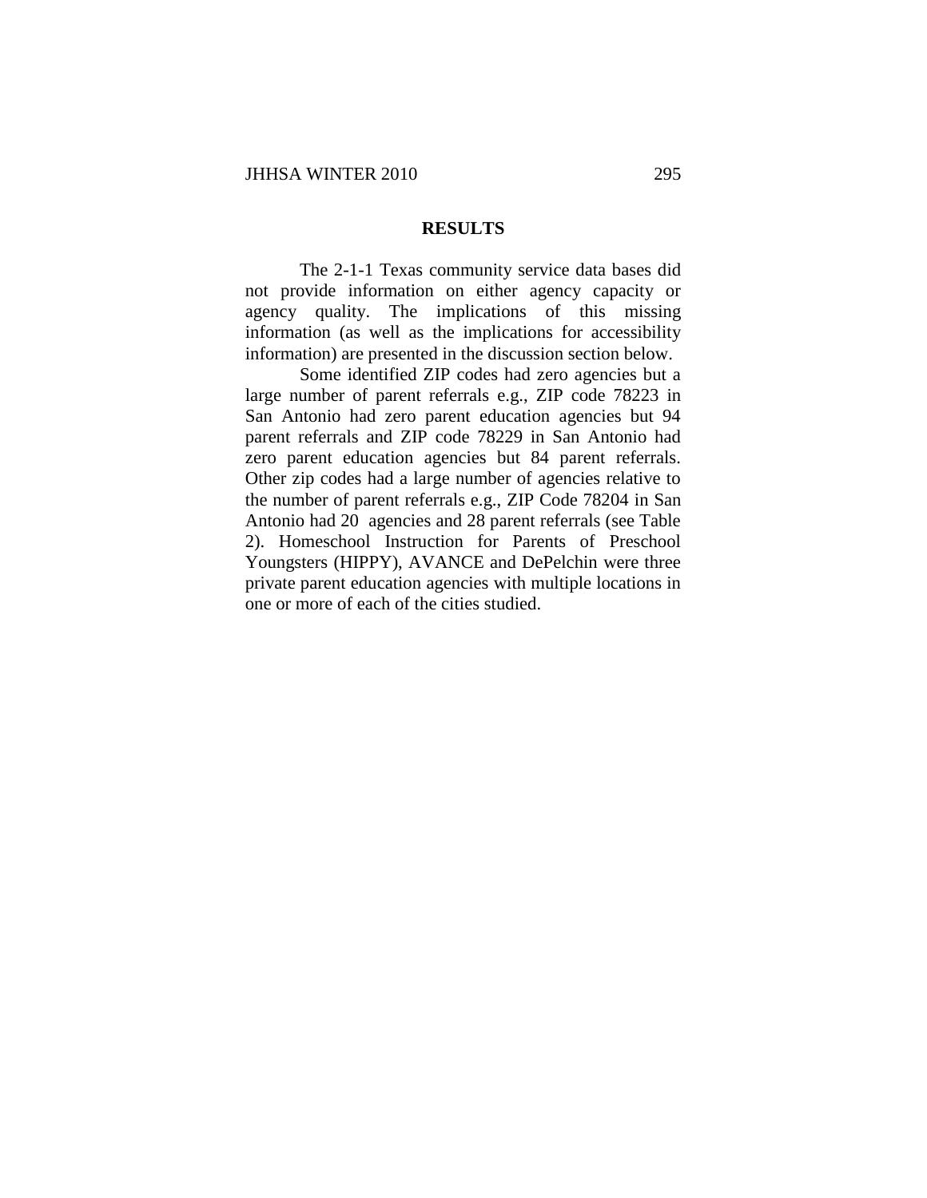## RESULTS

The 2-1-1 Texas community service data bases did not provide information on either agency capacity or agency quality. The implications of this missing information (as well as the implications for accessibility information) are presented in the discussion section below.

Some identified ZIP codes had zero agencies but a large number of parent referrals e.g., ZIP code 78223 in San Antonio had zero parent education agencies but 94 parent referrals and ZIP code 78229 in San Antonio had zero parent education agencies but 84 parent referrals. Other zip codes had a large number of agencies relative to the number of parent referrals e.g., ZIP Code 78204 in San Antonio had 20 agencies and 28 parent referrals (see Table 2). Homeschool Instruction for Parents of Preschool Youngsters (HIPPY), AVANCE and DePelchin were three private parent education agencies with multiple locations in one or more of each of the cities studied.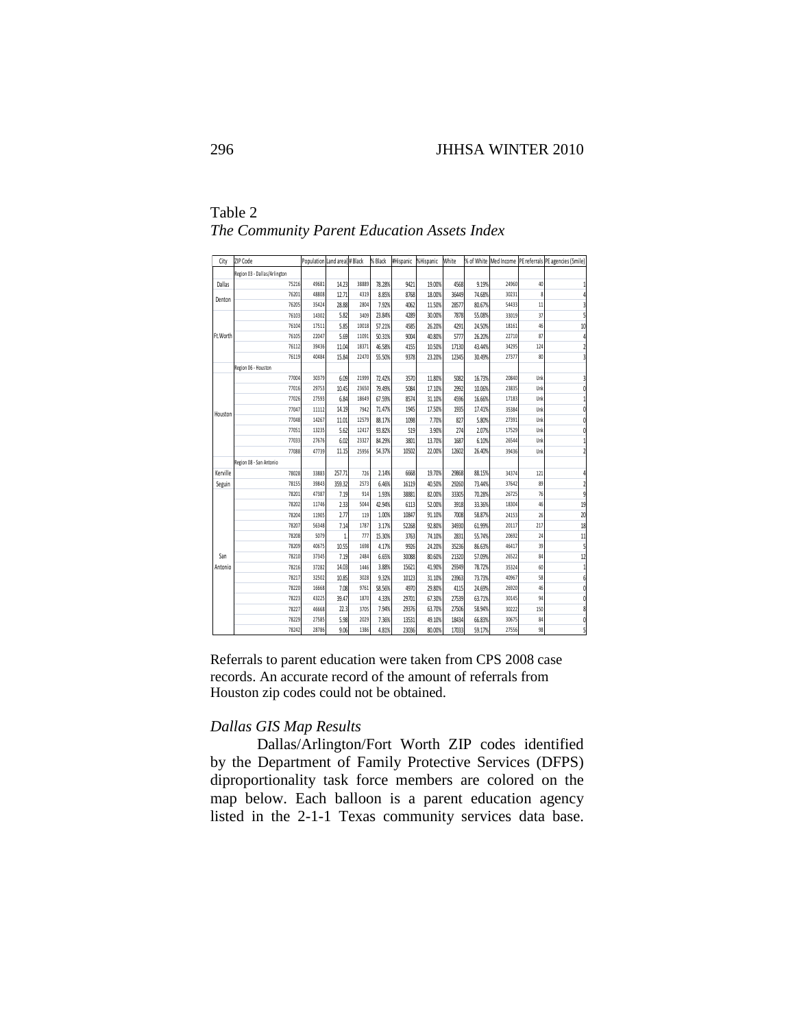Table 2
*The Community Parent Education Assets Index*

| City | ZIP Code | Population | Land area | # Black | % Black | #Hispanic | %Hispanic | White | % of White | Med Income | PE referrals | PE agencies (5mile) |
|---|---|---|---|---|---|---|---|---|---|---|---|---|
| | Region 03 - Dallas/Arlington | | | | | | | | | | | |
| Dallas | 75216 | 49681 | 14.23 | 38889 | 78.28% | 9421 | 19.00% | 4568 | 9.19% | 24960 | 40 | 1 |
| Denton | 76201 | 48808 | 12.71 | 4319 | 8.85% | 8768 | 18.00% | 36449 | 74.68% | 30231 | 8 | 4 |
| | 76205 | 35424 | 28.88 | 2804 | 7.92% | 4062 | 11.50% | 28577 | 80.67% | 54433 | 11 | 3 |
| Ft.Worth | 76103 | 14302 | 5.82 | 3409 | 23.84% | 4289 | 30.00% | 7878 | 55.08% | 33019 | 37 | 5 |
| | 76104 | 17511 | 5.85 | 10018 | 57.21% | 4585 | 26.20% | 4291 | 24.50% | 18161 | 46 | 10 |
| | 76105 | 22047 | 5.69 | 11091 | 50.31% | 9004 | 40.80% | 5777 | 26.20% | 22710 | 87 | 4 |
| | 76112 | 39436 | 11.04 | 18371 | 46.58% | 4155 | 10.50% | 17130 | 43.44% | 34295 | 124 | 2 |
| | 76119 | 40484 | 15.84 | 22470 | 55.50% | 9378 | 23.20% | 12345 | 30.49% | 27377 | 80 | 3 |
| | Region 06 - Houston | | | | | | | | | | | |
| Houston | 77004 | 30379 | 6.09 | 21999 | 72.42% | 3570 | 11.80% | 5082 | 16.73% | 20840 | Unk | 3 |
| | 77016 | 29753 | 10.45 | 23650 | 79.49% | 5084 | 17.10% | 2992 | 10.06% | 23835 | Unk | 0 |
| | 77026 | 27593 | 6.84 | 18649 | 67.59% | 8574 | 31.10% | 4596 | 16.66% | 17183 | Unk | 1 |
| | 77047 | 11112 | 14.19 | 7942 | 71.47% | 1945 | 17.50% | 1935 | 17.41% | 35384 | Unk | 0 |
| | 77048 | 14267 | 11.01 | 12579 | 88.17% | 1098 | 7.70% | 827 | 5.80% | 27391 | Unk | 0 |
| | 77051 | 13235 | 5.62 | 12417 | 93.82% | 519 | 3.90% | 274 | 2.07% | 17529 | Unk | 0 |
| | 77033 | 27676 | 6.02 | 23327 | 84.29% | 3801 | 13.70% | 1687 | 6.10% | 26544 | Unk | 1 |
| | 77088 | 47739 | 11.15 | 25956 | 54.37% | 10502 | 22.00% | 12602 | 26.40% | 39436 | Unk | 2 |
| | Region 08 - San Antonio | | | | | | | | | | | |
| Kerville | 78028 | 33883 | 257.71 | 726 | 2.14% | 6668 | 19.70% | 29868 | 88.15% | 34374 | 121 | 4 |
| Seguin | 78155 | 39843 | 359.32 | 2573 | 6.46% | 16119 | 40.50% | 29260 | 73.44% | 37642 | 89 | 2 |
| San Antonio | 78201 | 47387 | 7.19 | 914 | 1.93% | 38881 | 82.00% | 33305 | 70.28% | 26725 | 76 | 9 |
| | 78202 | 11746 | 2.33 | 5044 | 42.94% | 6113 | 52.00% | 3918 | 33.36% | 18304 | 46 | 19 |
| | 78204 | 11905 | 2.77 | 119 | 1.00% | 10847 | 91.10% | 7008 | 58.87% | 24153 | 26 | 20 |
| | 78207 | 56348 | 7.14 | 1787 | 3.17% | 52268 | 92.80% | 34930 | 61.99% | 20117 | 217 | 18 |
| | 78208 | 5079 | 1 | 777 | 15.30% | 3763 | 74.10% | 2831 | 55.74% | 20692 | 24 | 11 |
| | 78209 | 40675 | 10.55 | 1698 | 4.17% | 9926 | 24.20% | 35236 | 86.63% | 46417 | 39 | 5 |
| | 78210 | 37345 | 7.19 | 2484 | 6.65% | 30088 | 80.60% | 21320 | 57.09% | 26522 | 84 | 12 |
| | 78216 | 37282 | 14.03 | 1446 | 3.88% | 15621 | 41.90% | 29349 | 78.72% | 35324 | 60 | 1 |
| | 78217 | 32502 | 10.85 | 3028 | 9.32% | 10123 | 31.10% | 23963 | 73.73% | 40967 | 58 | 6 |
| | 78220 | 16668 | 7.08 | 9761 | 58.56% | 4970 | 29.80% | 4115 | 24.69% | 26920 | 46 | 0 |
| | 78223 | 43225 | 39.47 | 1870 | 4.33% | 29701 | 67.30% | 27539 | 63.71% | 30145 | 94 | 0 |
| | 78227 | 46668 | 22.3 | 3705 | 7.94% | 29376 | 63.70% | 27506 | 58.94% | 30222 | 150 | 8 |
| | 78229 | 27585 | 5.98 | 2029 | 7.36% | 13531 | 49.10% | 18434 | 66.83% | 30675 | 84 | 0 |
| | 78242 | 28786 | 9.06 | 1386 | 4.81% | 23036 | 80.00% | 17033 | 59.17% | 27556 | 98 | 5 |

Referrals to parent education were taken from CPS 2008 case records. An accurate record of the amount of referrals from Houston zip codes could not be obtained.

*Dallas GIS Map Results*

Dallas/Arlington/Fort Worth ZIP codes identified by the Department of Family Protective Services (DFPS) diproportionality task force members are colored on the map below. Each balloon is a parent education agency listed in the 2-1-1 Texas community services data base.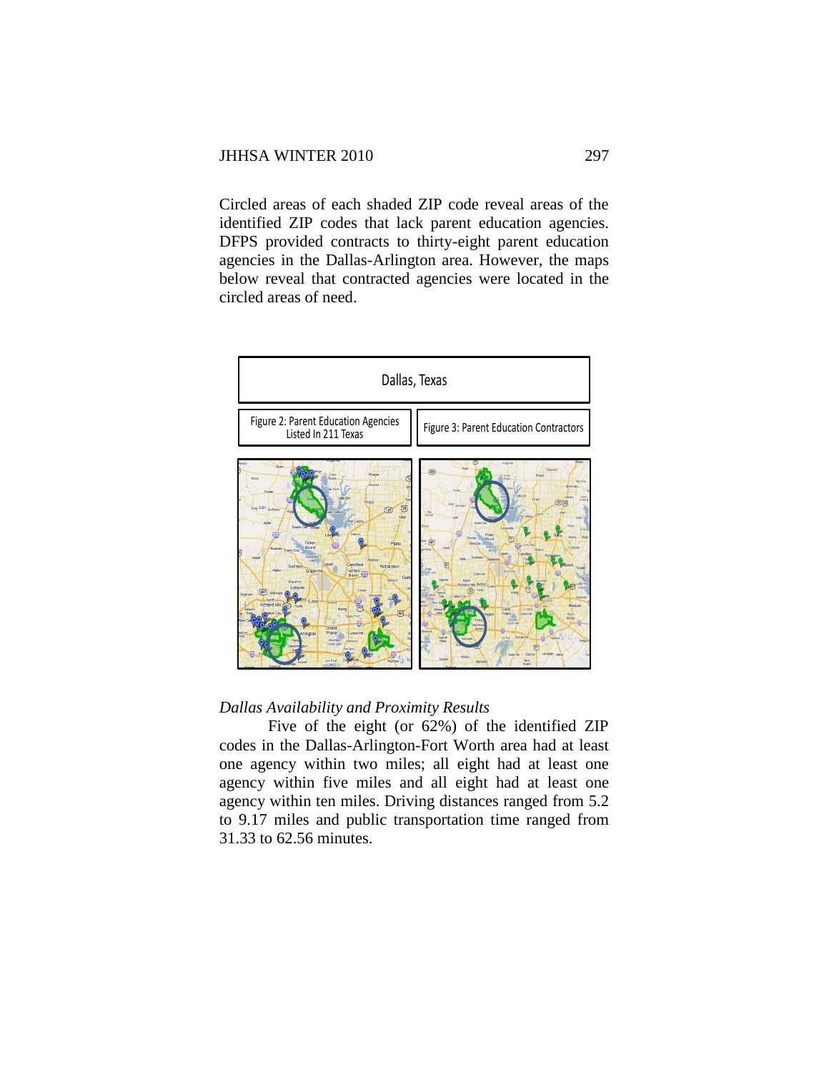Circled areas of each shaded ZIP code reveal areas of the identified ZIP codes that lack parent education agencies. DFPS provided contracts to thirty-eight parent education agencies in the Dallas-Arlington area. However, the maps below reveal that contracted agencies were located in the circled areas of need.

| Dallas, Texas | |
| --- | --- |
| Figure 2: Parent Education Agencies Listed In 211 Texas | Figure 3: Parent Education Contractors |

*Dallas Availability and Proximity Results*

Five of the eight (or 62%) of the identified ZIP codes in the Dallas-Arlington-Fort Worth area had at least one agency within two miles; all eight had at least one agency within five miles and all eight had at least one agency within ten miles. Driving distances ranged from 5.2 to 9.17 miles and public transportation time ranged from 31.33 to 62.56 minutes.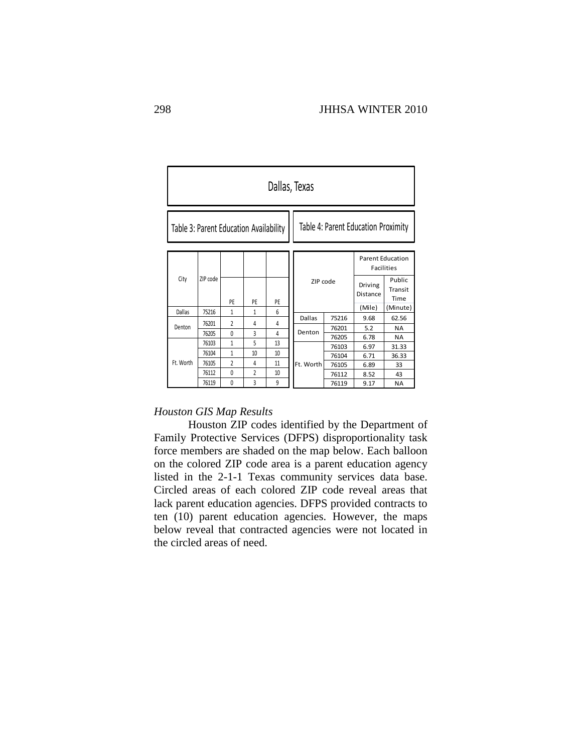## Dallas, Texas

Table 3: Parent Education Availability

| City | ZIP code | PE | PE | PE |
|---|---|---|---|---|
| Dallas | 75216 | 1 | 1 | 6 |
| Denton | 76201 | 2 | 4 | 4 |
| | 76205 | 0 | 3 | 4 |
| Ft. Worth | 76103 | 1 | 5 | 13 |
| | 76104 | 1 | 10 | 10 |
| | 76105 | 2 | 4 | 11 |
| | 76112 | 0 | 2 | 10 |
| | 76119 | 0 | 3 | 9 |

Table 4: Parent Education Proximity

| ZIP code | | Parent Education Facilities | |
|---|---|---|---|
| | | Driving Distance (Mile) | Public Transit Time (Minute) |
| Dallas | 75216 | 9.68 | 62.56 |
| Denton | 76201 | 5.2 | NA |
| | 76205 | 6.78 | NA |
| Ft. Worth | 76103 | 6.97 | 31.33 |
| | 76104 | 6.71 | 36.33 |
| | 76105 | 6.89 | 33 |
| | 76112 | 8.52 | 43 |
| | 76119 | 9.17 | NA |

*Houston GIS Map Results*

Houston ZIP codes identified by the Department of Family Protective Services (DFPS) disproportionality task force members are shaded on the map below. Each balloon on the colored ZIP code area is a parent education agency listed in the 2-1-1 Texas community services data base. Circled areas of each colored ZIP code reveal areas that lack parent education agencies. DFPS provided contracts to ten (10) parent education agencies. However, the maps below reveal that contracted agencies were not located in the circled areas of need.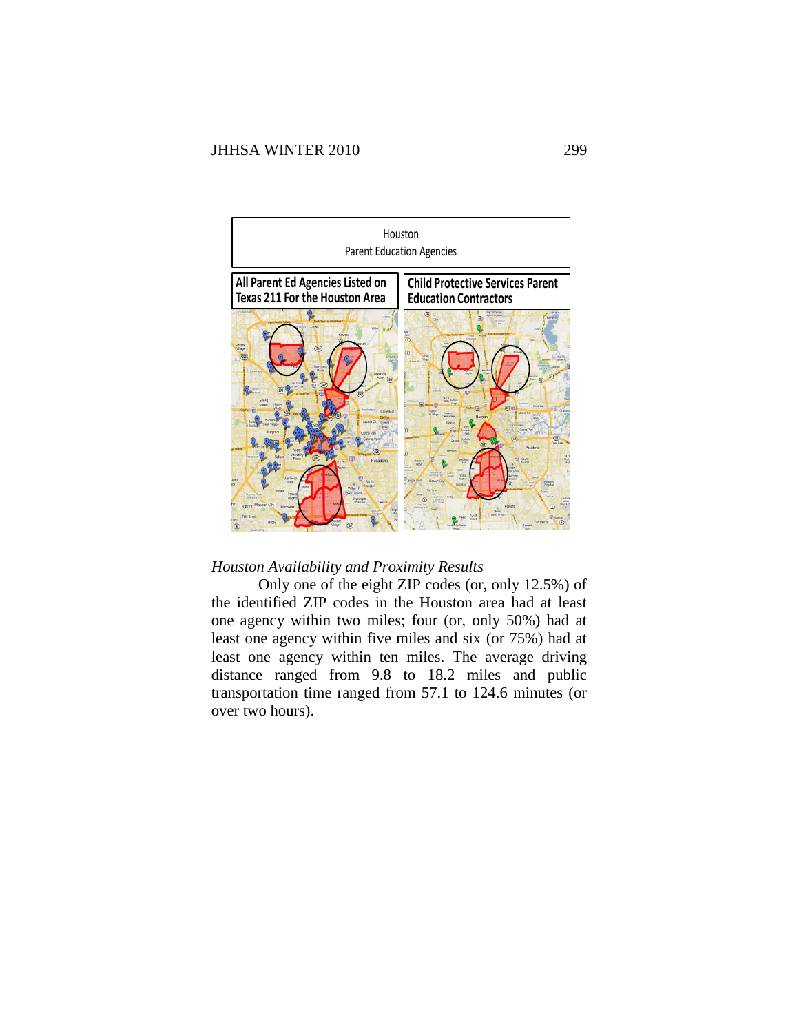Houston
Parent Education Agencies

| All Parent Ed Agencies Listed on Texas 211 For the Houston Area | Child Protective Services Parent Education Contractors |
| --- | --- |

*Houston Availability and Proximity Results*

Only one of the eight ZIP codes (or, only 12.5%) of the identified ZIP codes in the Houston area had at least one agency within two miles; four (or, only 50%) had at least one agency within five miles and six (or 75%) had at least one agency within ten miles. The average driving distance ranged from 9.8 to 18.2 miles and public transportation time ranged from 57.1 to 124.6 minutes (or over two hours).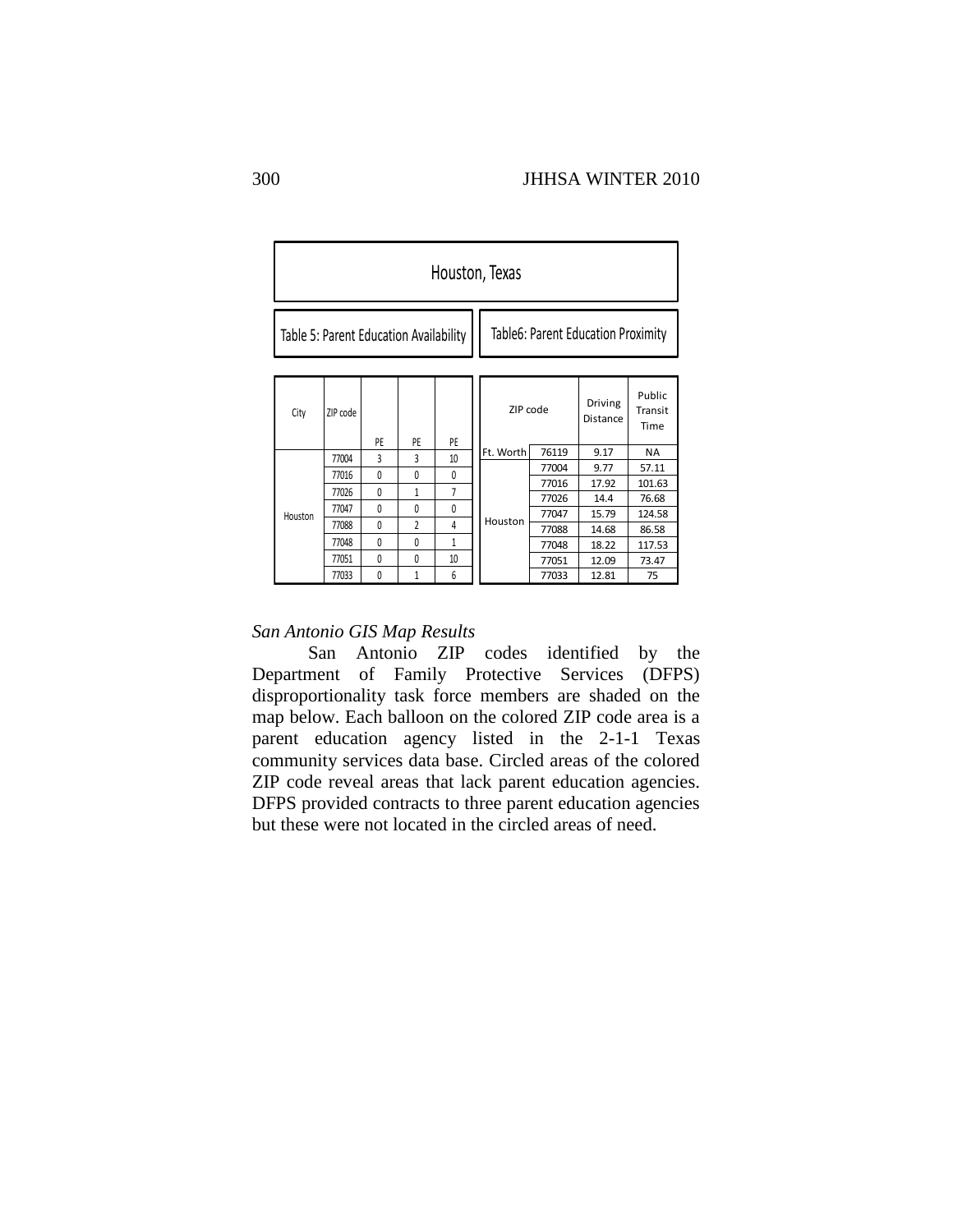## Houston, Texas

**Table 5: Parent Education Availability**

| City | ZIP code | PE | PE | PE |
|---|---|---|---|---|
| Houston | 77004 | 3 | 3 | 10 |
| | 77016 | 0 | 0 | 0 |
| | 77026 | 0 | 1 | 7 |
| | 77047 | 0 | 0 | 0 |
| | 77088 | 0 | 2 | 4 |
| | 77048 | 0 | 0 | 1 |
| | 77051 | 0 | 0 | 10 |
| | 77033 | 0 | 1 | 6 |

**Table6: Parent Education Proximity**

| ZIP code | | Driving Distance | Public Transit Time |
|---|---|---|---|
| Ft. Worth | 76119 | 9.17 | NA |
| Houston | 77004 | 9.77 | 57.11 |
| | 77016 | 17.92 | 101.63 |
| | 77026 | 14.4 | 76.68 |
| | 77047 | 15.79 | 124.58 |
| | 77088 | 14.68 | 86.58 |
| | 77048 | 18.22 | 117.53 |
| | 77051 | 12.09 | 73.47 |
| | 77033 | 12.81 | 75 |

*San Antonio GIS Map Results*

San Antonio ZIP codes identified by the Department of Family Protective Services (DFPS) disproportionality task force members are shaded on the map below. Each balloon on the colored ZIP code area is a parent education agency listed in the 2-1-1 Texas community services data base. Circled areas of the colored ZIP code reveal areas that lack parent education agencies. DFPS provided contracts to three parent education agencies but these were not located in the circled areas of need.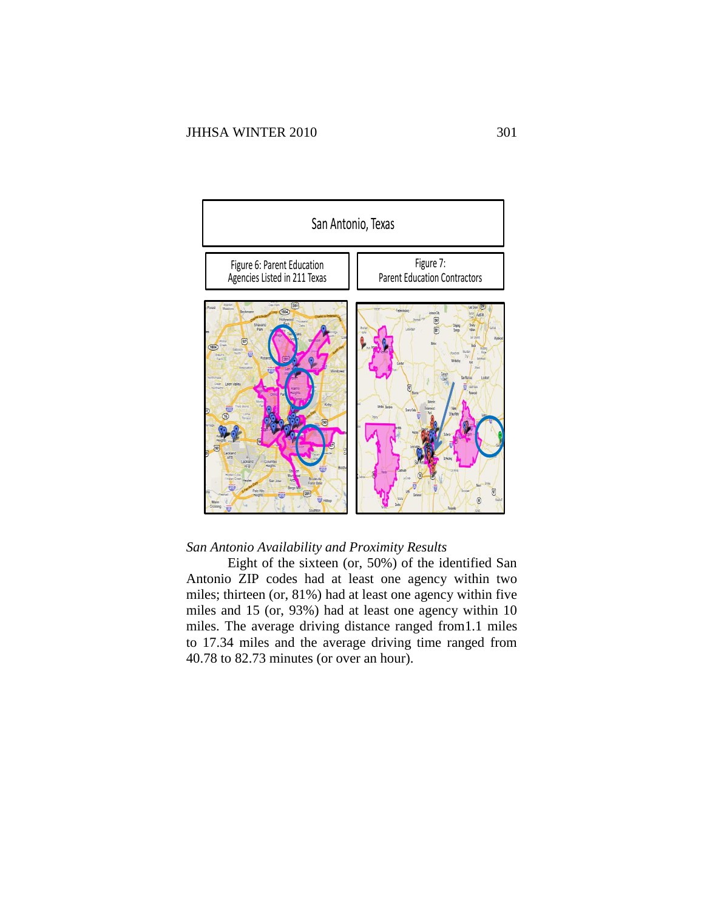San Antonio, Texas

| Figure 6: Parent Education Agencies Listed in 211 Texas | Figure 7: Parent Education Contractors |
| --- | --- |

*San Antonio Availability and Proximity Results*

Eight of the sixteen (or, 50%) of the identified San Antonio ZIP codes had at least one agency within two miles; thirteen (or, 81%) had at least one agency within five miles and 15 (or, 93%) had at least one agency within 10 miles. The average driving distance ranged from1.1 miles to 17.34 miles and the average driving time ranged from 40.78 to 82.73 minutes (or over an hour).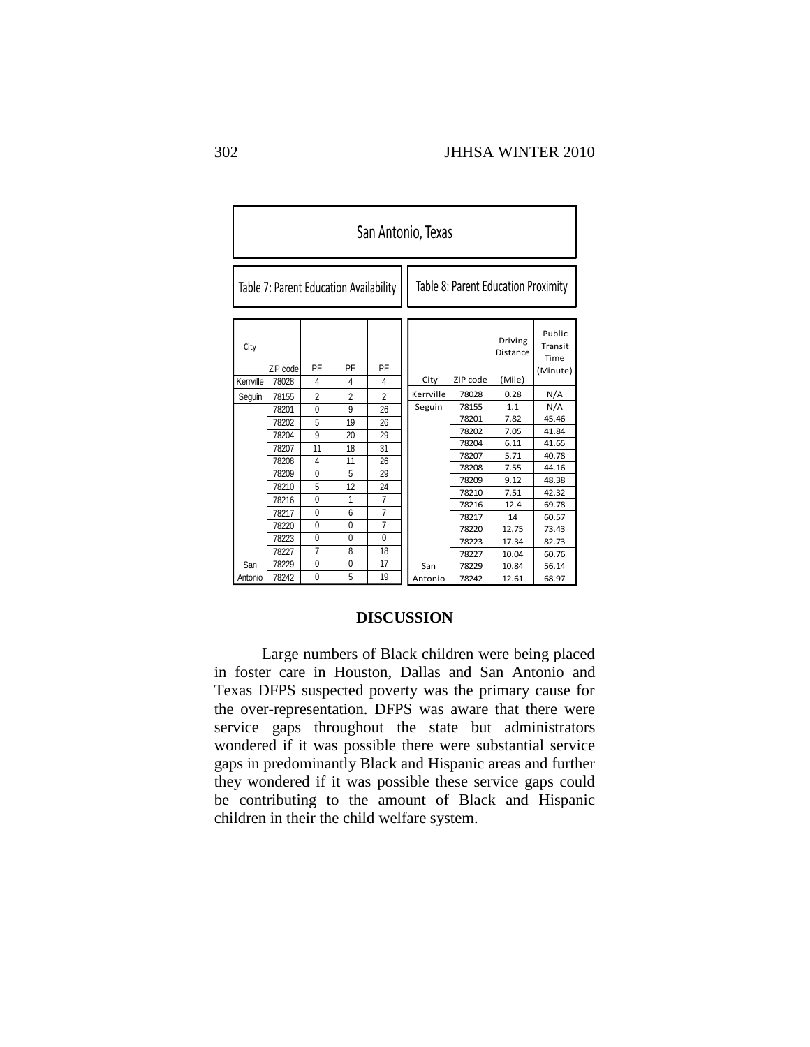## San Antonio, Texas

Table 7: Parent Education Availability

| City | ZIP code | PE | PE | PE |
|---|---|---|---|---|
| Kerrville | 78028 | 4 | 4 | 4 |
| Seguin | 78155 | 2 | 2 | 2 |
| San Antonio | 78201 | 0 | 9 | 26 |
| | 78202 | 5 | 19 | 26 |
| | 78204 | 9 | 20 | 29 |
| | 78207 | 11 | 18 | 31 |
| | 78208 | 4 | 11 | 26 |
| | 78209 | 0 | 5 | 29 |
| | 78210 | 5 | 12 | 24 |
| | 78216 | 0 | 1 | 7 |
| | 78217 | 0 | 6 | 7 |
| | 78220 | 0 | 0 | 7 |
| | 78223 | 0 | 0 | 0 |
| | 78227 | 7 | 8 | 18 |
| | 78229 | 0 | 0 | 17 |
| | 78242 | 0 | 5 | 19 |

Table 8: Parent Education Proximity

| City | ZIP code | Driving Distance (Mile) | Public Transit Time (Minute) |
|---|---|---|---|
| Kerrville | 78028 | 0.28 | N/A |
| Seguin | 78155 | 1.1 | N/A |
| San Antonio | 78201 | 7.82 | 45.46 |
| | 78202 | 7.05 | 41.84 |
| | 78204 | 6.11 | 41.65 |
| | 78207 | 5.71 | 40.78 |
| | 78208 | 7.55 | 44.16 |
| | 78209 | 9.12 | 48.38 |
| | 78210 | 7.51 | 42.32 |
| | 78216 | 12.4 | 69.78 |
| | 78217 | 14 | 60.57 |
| | 78220 | 12.75 | 73.43 |
| | 78223 | 17.34 | 82.73 |
| | 78227 | 10.04 | 60.76 |
| | 78229 | 10.84 | 56.14 |
| | 78242 | 12.61 | 68.97 |

## DISCUSSION

Large numbers of Black children were being placed in foster care in Houston, Dallas and San Antonio and Texas DFPS suspected poverty was the primary cause for the over-representation. DFPS was aware that there were service gaps throughout the state but administrators wondered if it was possible there were substantial service gaps in predominantly Black and Hispanic areas and further they wondered if it was possible these service gaps could be contributing to the amount of Black and Hispanic children in their the child welfare system.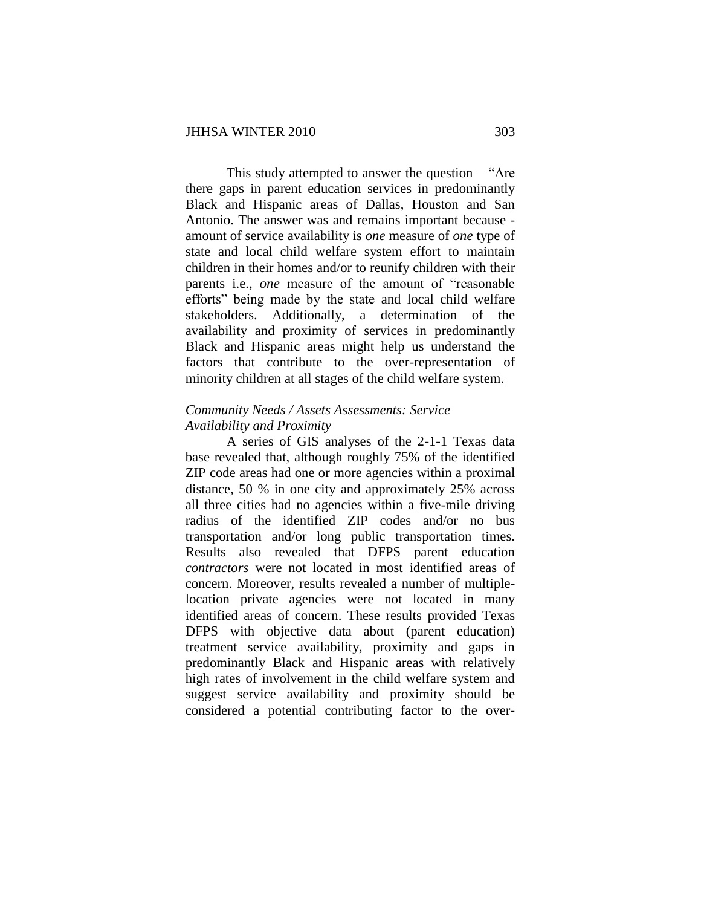This study attempted to answer the question – "Are there gaps in parent education services in predominantly Black and Hispanic areas of Dallas, Houston and San Antonio. The answer was and remains important because - amount of service availability is *one* measure of *one* type of state and local child welfare system effort to maintain children in their homes and/or to reunify children with their parents i.e., *one* measure of the amount of "reasonable efforts" being made by the state and local child welfare stakeholders. Additionally, a determination of the availability and proximity of services in predominantly Black and Hispanic areas might help us understand the factors that contribute to the over-representation of minority children at all stages of the child welfare system.

*Community Needs / Assets Assessments: Service Availability and Proximity*

A series of GIS analyses of the 2-1-1 Texas data base revealed that, although roughly 75% of the identified ZIP code areas had one or more agencies within a proximal distance, 50 % in one city and approximately 25% across all three cities had no agencies within a five-mile driving radius of the identified ZIP codes and/or no bus transportation and/or long public transportation times. Results also revealed that DFPS parent education *contractors* were not located in most identified areas of concern. Moreover, results revealed a number of multiple-location private agencies were not located in many identified areas of concern. These results provided Texas DFPS with objective data about (parent education) treatment service availability, proximity and gaps in predominantly Black and Hispanic areas with relatively high rates of involvement in the child welfare system and suggest service availability and proximity should be considered a potential contributing factor to the over-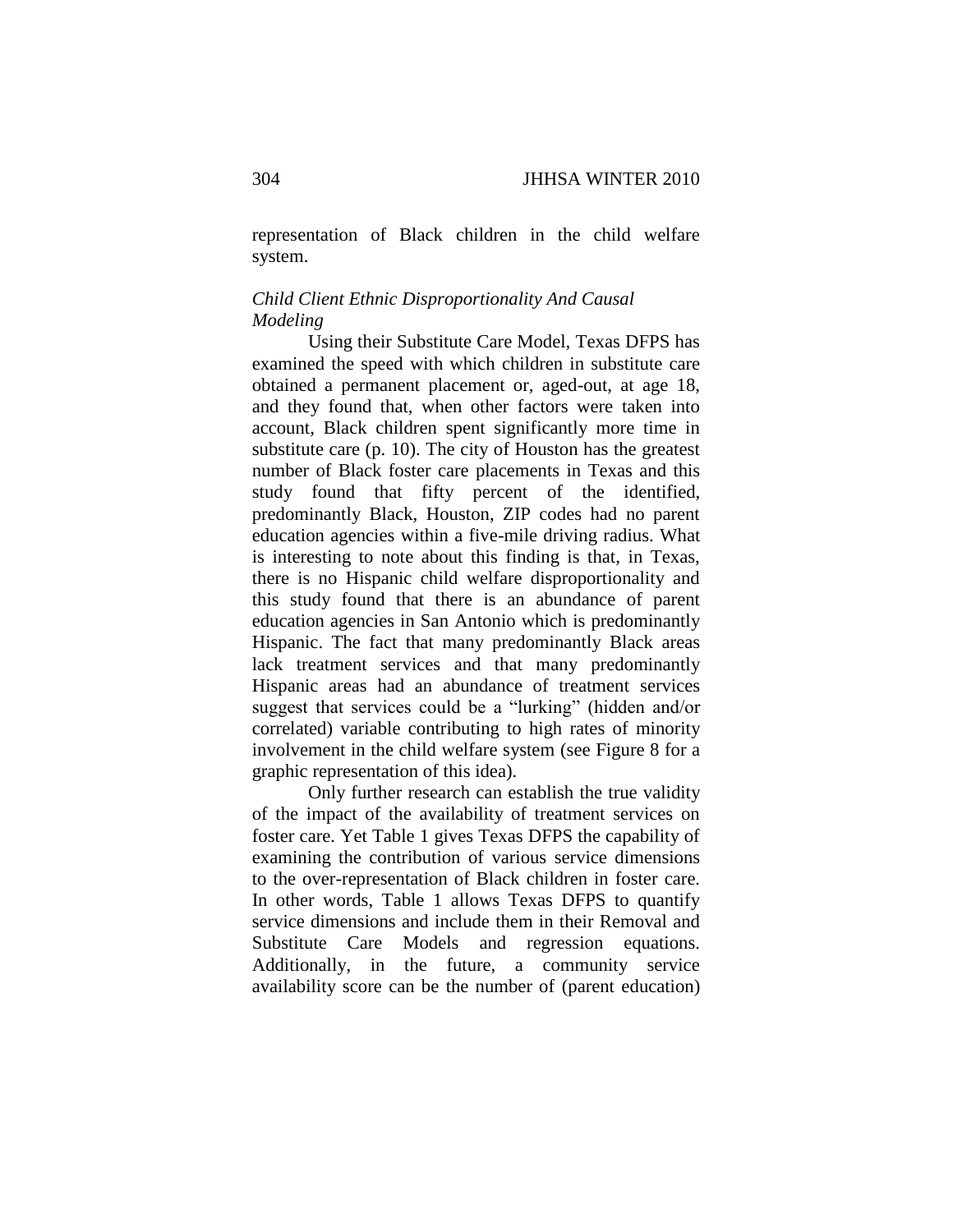representation of Black children in the child welfare system.

*Child Client Ethnic Disproportionality And Causal Modeling*

Using their Substitute Care Model, Texas DFPS has examined the speed with which children in substitute care obtained a permanent placement or, aged-out, at age 18, and they found that, when other factors were taken into account, Black children spent significantly more time in substitute care (p. 10). The city of Houston has the greatest number of Black foster care placements in Texas and this study found that fifty percent of the identified, predominantly Black, Houston, ZIP codes had no parent education agencies within a five-mile driving radius. What is interesting to note about this finding is that, in Texas, there is no Hispanic child welfare disproportionality and this study found that there is an abundance of parent education agencies in San Antonio which is predominantly Hispanic. The fact that many predominantly Black areas lack treatment services and that many predominantly Hispanic areas had an abundance of treatment services suggest that services could be a "lurking" (hidden and/or correlated) variable contributing to high rates of minority involvement in the child welfare system (see Figure 8 for a graphic representation of this idea).

Only further research can establish the true validity of the impact of the availability of treatment services on foster care. Yet Table 1 gives Texas DFPS the capability of examining the contribution of various service dimensions to the over-representation of Black children in foster care. In other words, Table 1 allows Texas DFPS to quantify service dimensions and include them in their Removal and Substitute Care Models and regression equations. Additionally, in the future, a community service availability score can be the number of (parent education)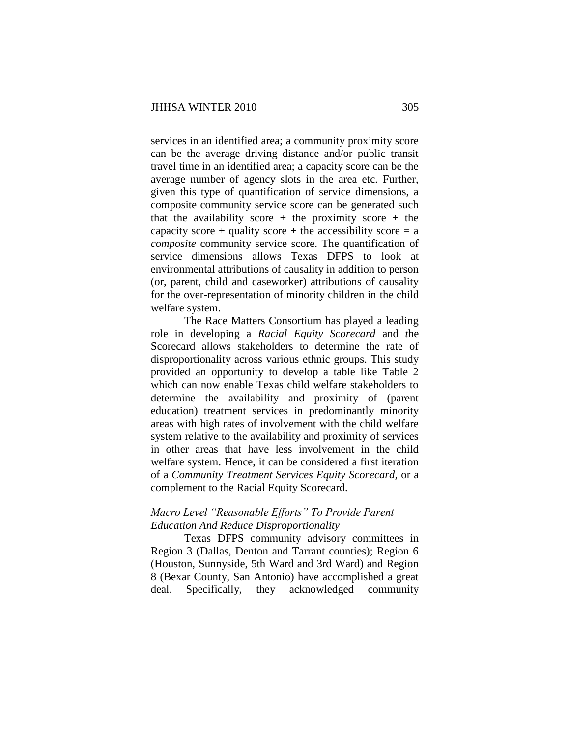services in an identified area; a community proximity score can be the average driving distance and/or public transit travel time in an identified area; a capacity score can be the average number of agency slots in the area etc. Further, given this type of quantification of service dimensions, a composite community service score can be generated such that the availability score + the proximity score + the capacity score + quality score + the accessibility score = a *composite* community service score. The quantification of service dimensions allows Texas DFPS to look at environmental attributions of causality in addition to person (or, parent, child and caseworker) attributions of causality for the over-representation of minority children in the child welfare system.

The Race Matters Consortium has played a leading role in developing a *Racial Equity Scorecard* and *t*he Scorecard allows stakeholders to determine the rate of disproportionality across various ethnic groups. This study provided an opportunity to develop a table like Table 2 which can now enable Texas child welfare stakeholders to determine the availability and proximity of (parent education) treatment services in predominantly minority areas with high rates of involvement with the child welfare system relative to the availability and proximity of services in other areas that have less involvement in the child welfare system. Hence, it can be considered a first iteration of a *Community Treatment Services Equity Scorecard,* or a complement to the Racial Equity Scorecard.

*Macro Level "Reasonable Efforts" To Provide Parent Education And Reduce Disproportionality*

Texas DFPS community advisory committees in Region 3 (Dallas, Denton and Tarrant counties); Region 6 (Houston, Sunnyside, 5th Ward and 3rd Ward) and Region 8 (Bexar County, San Antonio) have accomplished a great deal. Specifically, they acknowledged community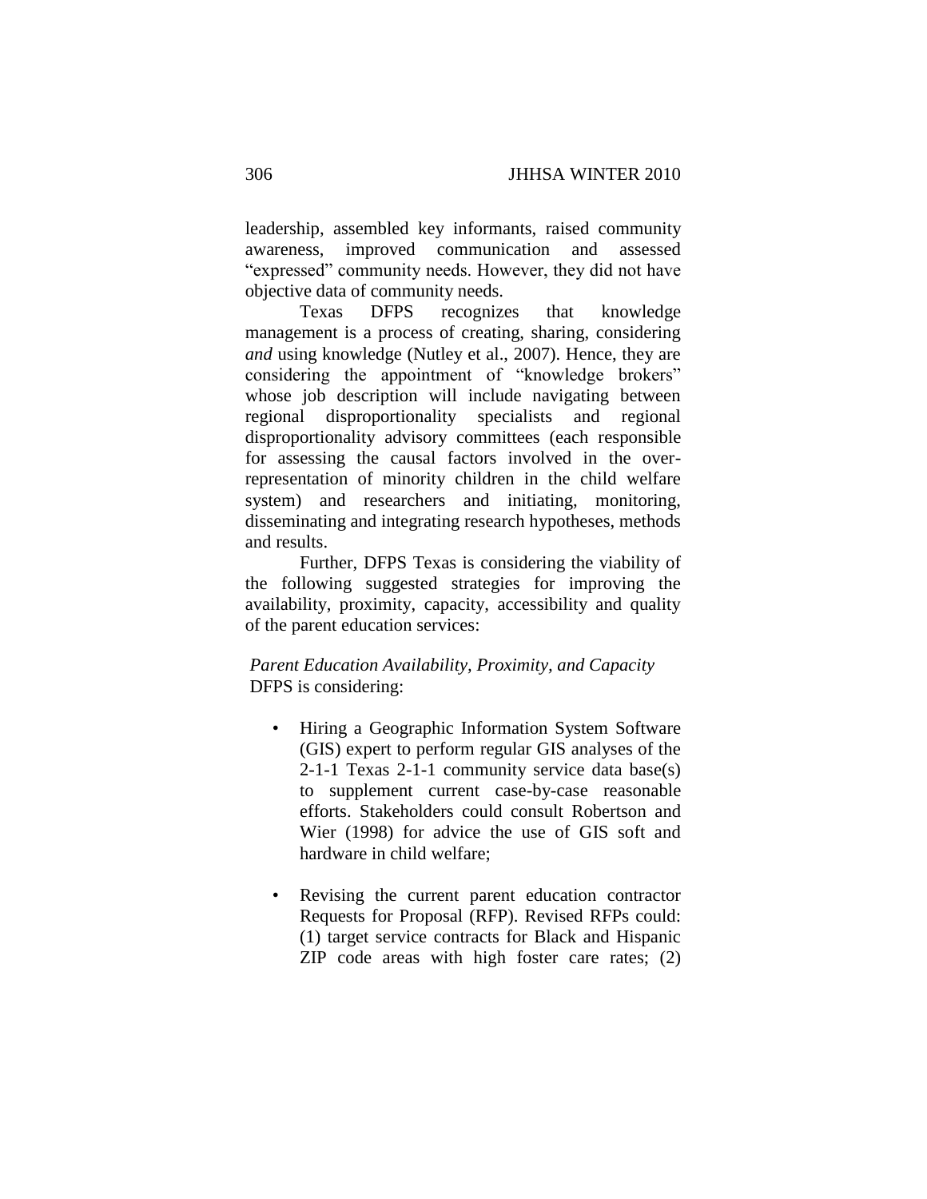leadership, assembled key informants, raised community awareness, improved communication and assessed "expressed" community needs. However, they did not have objective data of community needs.

Texas DFPS recognizes that knowledge management is a process of creating, sharing, considering *and* using knowledge (Nutley et al., 2007). Hence, they are considering the appointment of "knowledge brokers" whose job description will include navigating between regional disproportionality specialists and regional disproportionality advisory committees (each responsible for assessing the causal factors involved in the over-representation of minority children in the child welfare system) and researchers and initiating, monitoring, disseminating and integrating research hypotheses, methods and results.

Further, DFPS Texas is considering the viability of the following suggested strategies for improving the availability, proximity, capacity, accessibility and quality of the parent education services:

*Parent Education Availability, Proximity, and Capacity*
DFPS is considering:

- Hiring a Geographic Information System Software (GIS) expert to perform regular GIS analyses of the 2-1-1 Texas 2-1-1 community service data base(s) to supplement current case-by-case reasonable efforts. Stakeholders could consult Robertson and Wier (1998) for advice the use of GIS soft and hardware in child welfare;
- Revising the current parent education contractor Requests for Proposal (RFP). Revised RFPs could: (1) target service contracts for Black and Hispanic ZIP code areas with high foster care rates; (2)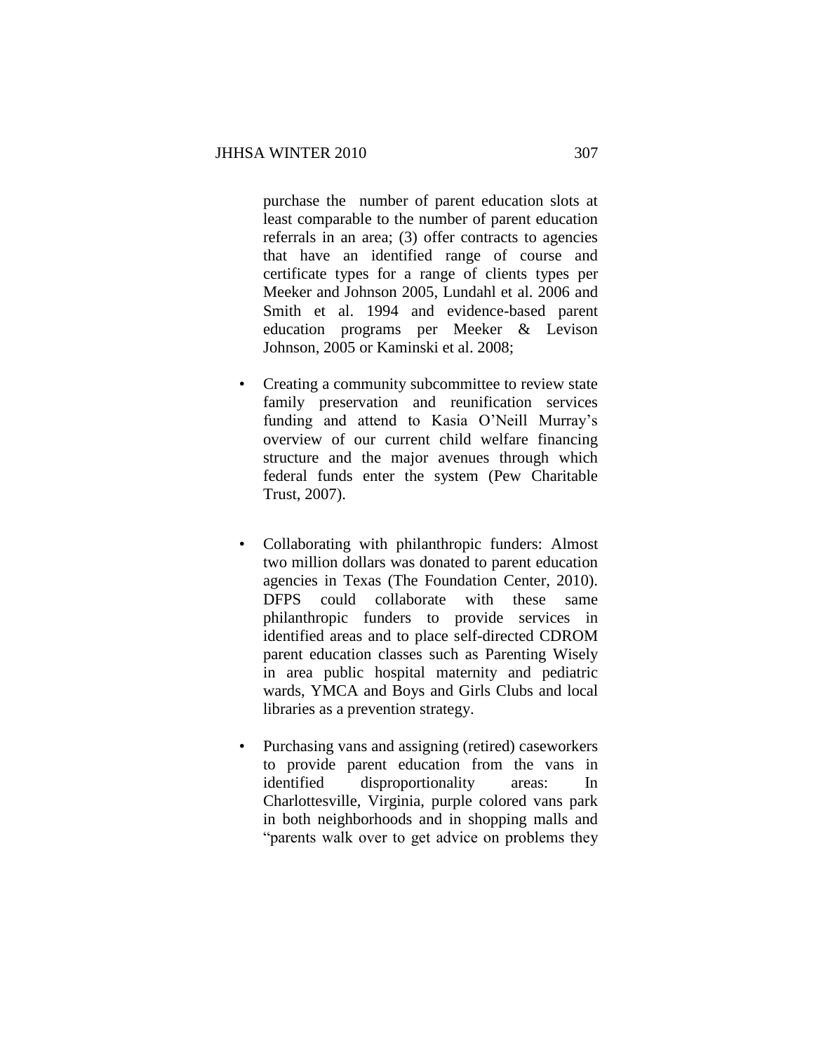purchase the number of parent education slots at least comparable to the number of parent education referrals in an area; (3) offer contracts to agencies that have an identified range of course and certificate types for a range of clients types per Meeker and Johnson 2005, Lundahl et al. 2006 and Smith et al. 1994 and evidence-based parent education programs per Meeker & Levison Johnson, 2005 or Kaminski et al. 2008;

- Creating a community subcommittee to review state family preservation and reunification services funding and attend to Kasia O'Neill Murray's overview of our current child welfare financing structure and the major avenues through which federal funds enter the system (Pew Charitable Trust, 2007).

- Collaborating with philanthropic funders: Almost two million dollars was donated to parent education agencies in Texas (The Foundation Center, 2010). DFPS could collaborate with these same philanthropic funders to provide services in identified areas and to place self-directed CDROM parent education classes such as Parenting Wisely in area public hospital maternity and pediatric wards, YMCA and Boys and Girls Clubs and local libraries as a prevention strategy.

- Purchasing vans and assigning (retired) caseworkers to provide parent education from the vans in identified disproportionality areas: In Charlottesville, Virginia, purple colored vans park in both neighborhoods and in shopping malls and "parents walk over to get advice on problems they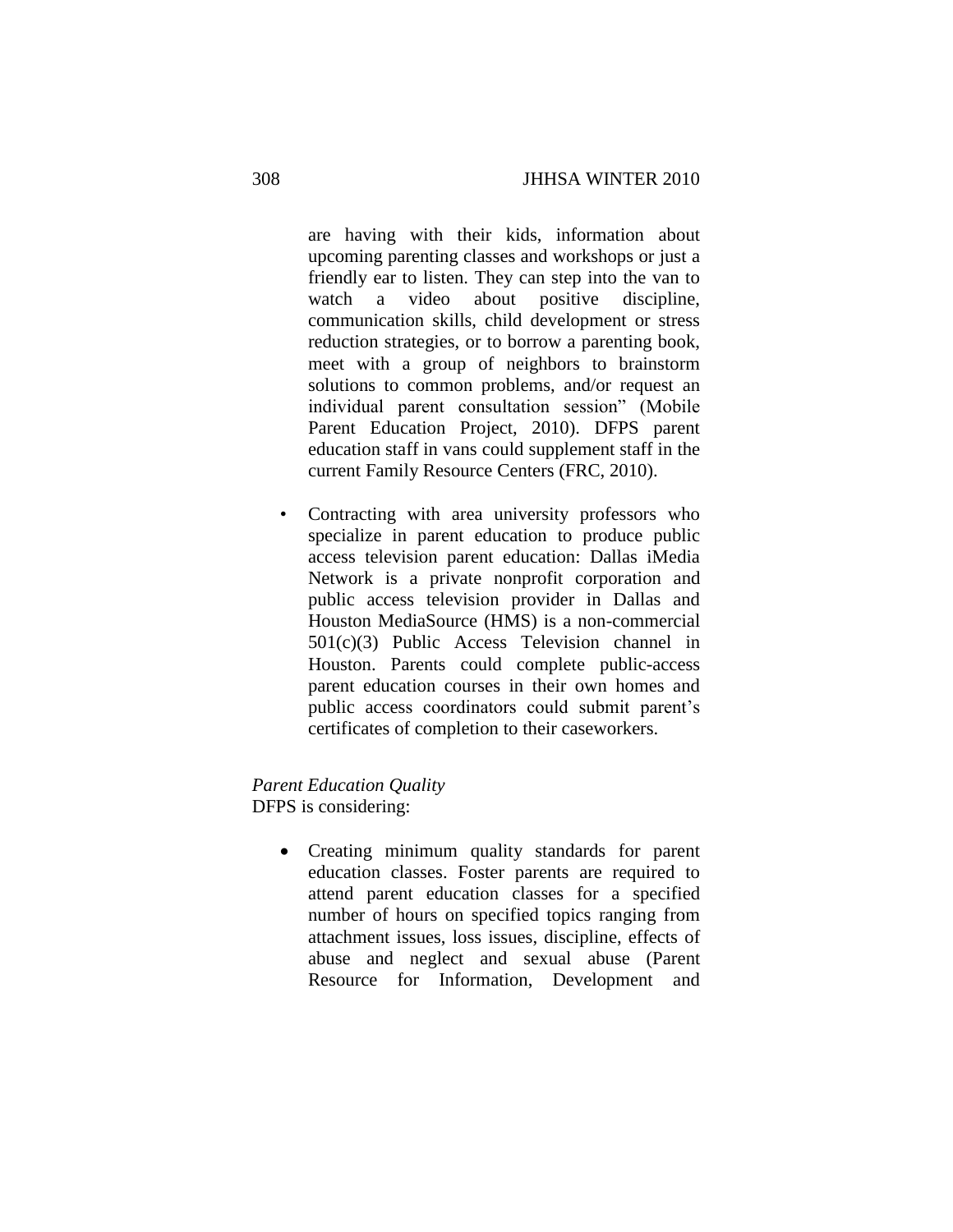are having with their kids, information about upcoming parenting classes and workshops or just a friendly ear to listen. They can step into the van to watch a video about positive discipline, communication skills, child development or stress reduction strategies, or to borrow a parenting book, meet with a group of neighbors to brainstorm solutions to common problems, and/or request an individual parent consultation session" (Mobile Parent Education Project, 2010). DFPS parent education staff in vans could supplement staff in the current Family Resource Centers (FRC, 2010).

- Contracting with area university professors who specialize in parent education to produce public access television parent education: Dallas iMedia Network is a private nonprofit corporation and public access television provider in Dallas and Houston MediaSource (HMS) is a non-commercial 501(c)(3) Public Access Television channel in Houston. Parents could complete public-access parent education courses in their own homes and public access coordinators could submit parent's certificates of completion to their caseworkers.

*Parent Education Quality*
DFPS is considering:

- Creating minimum quality standards for parent education classes. Foster parents are required to attend parent education classes for a specified number of hours on specified topics ranging from attachment issues, loss issues, discipline, effects of abuse and neglect and sexual abuse (Parent Resource for Information, Development and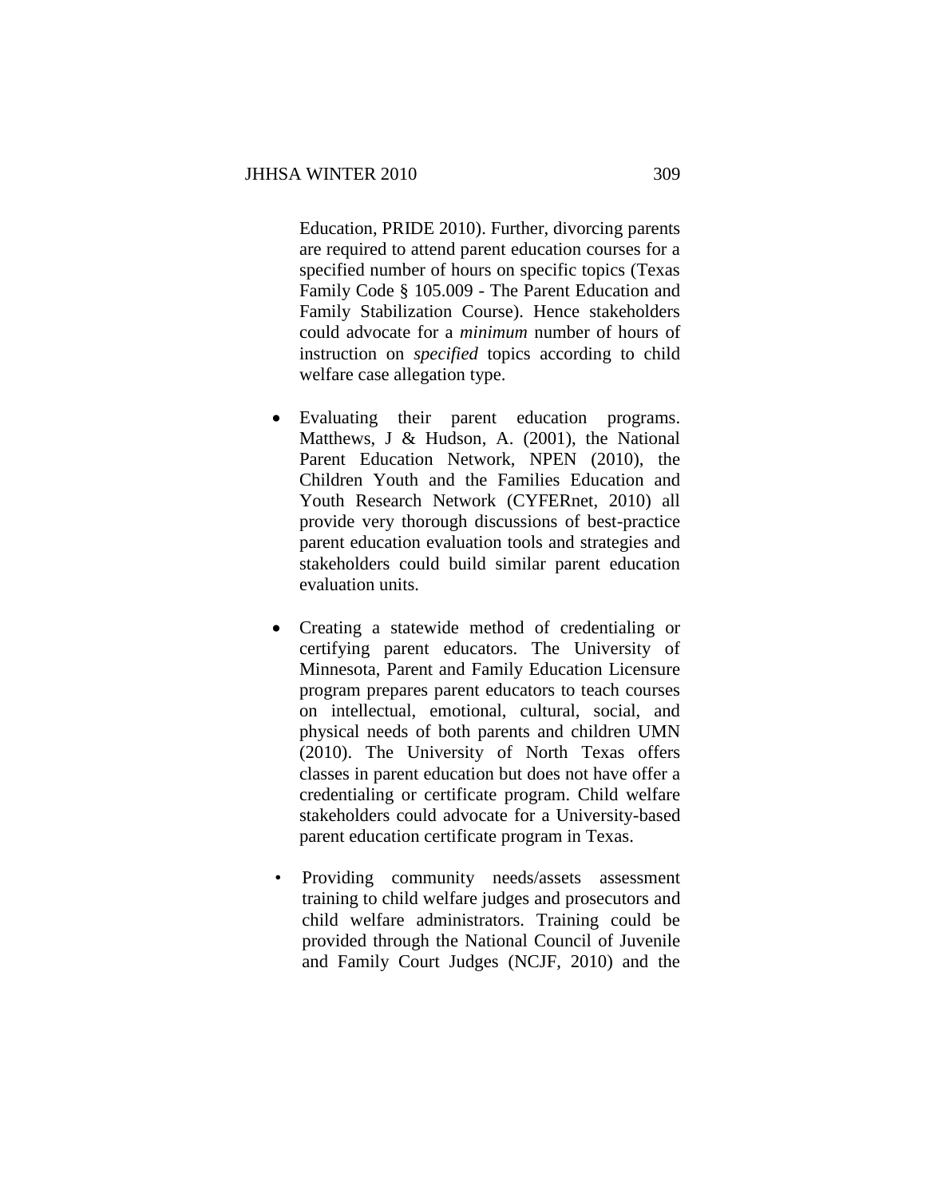Education, PRIDE 2010). Further, divorcing parents are required to attend parent education courses for a specified number of hours on specific topics (Texas Family Code § 105.009 - The Parent Education and Family Stabilization Course). Hence stakeholders could advocate for a *minimum* number of hours of instruction on *specified* topics according to child welfare case allegation type.

- Evaluating their parent education programs. Matthews, J & Hudson, A. (2001), the National Parent Education Network, NPEN (2010), the Children Youth and the Families Education and Youth Research Network (CYFERnet, 2010) all provide very thorough discussions of best-practice parent education evaluation tools and strategies and stakeholders could build similar parent education evaluation units.

- Creating a statewide method of credentialing or certifying parent educators. The University of Minnesota, Parent and Family Education Licensure program prepares parent educators to teach courses on intellectual, emotional, cultural, social, and physical needs of both parents and children UMN (2010). The University of North Texas offers classes in parent education but does not have offer a credentialing or certificate program. Child welfare stakeholders could advocate for a University-based parent education certificate program in Texas.

- Providing community needs/assets assessment training to child welfare judges and prosecutors and child welfare administrators. Training could be provided through the National Council of Juvenile and Family Court Judges (NCJF, 2010) and the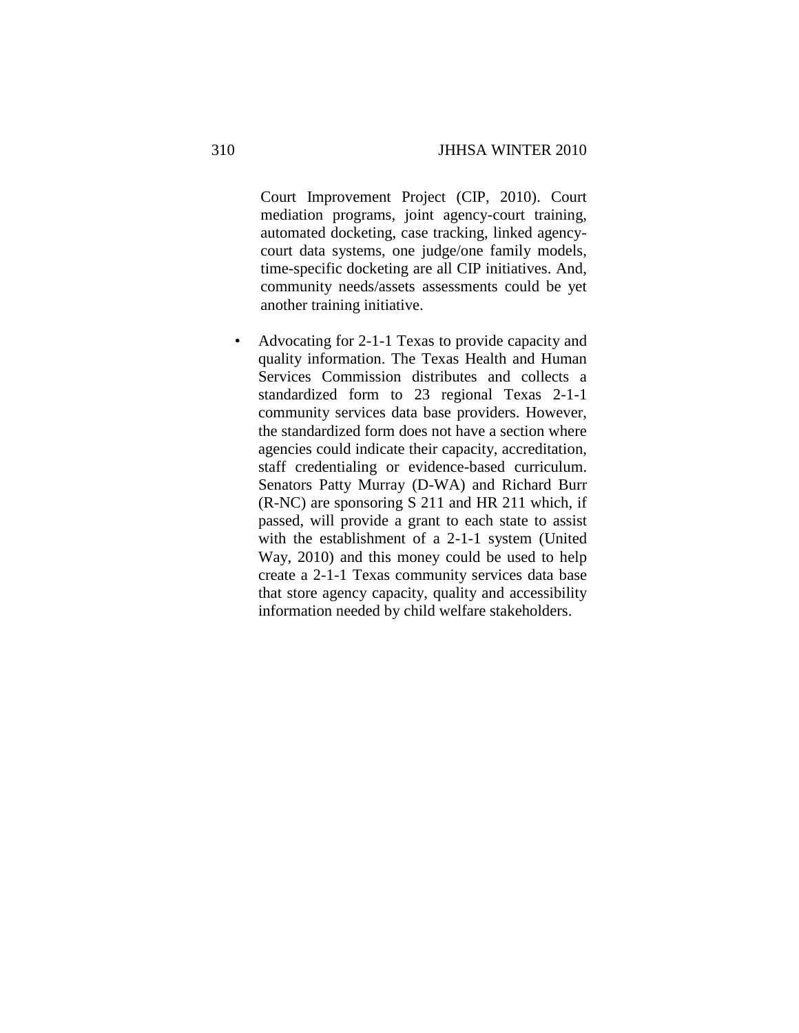Court Improvement Project (CIP, 2010). Court mediation programs, joint agency-court training, automated docketing, case tracking, linked agency-court data systems, one judge/one family models, time-specific docketing are all CIP initiatives. And, community needs/assets assessments could be yet another training initiative.

- Advocating for 2-1-1 Texas to provide capacity and quality information. The Texas Health and Human Services Commission distributes and collects a standardized form to 23 regional Texas 2-1-1 community services data base providers. However, the standardized form does not have a section where agencies could indicate their capacity, accreditation, staff credentialing or evidence-based curriculum. Senators Patty Murray (D-WA) and Richard Burr (R-NC) are sponsoring S 211 and HR 211 which, if passed, will provide a grant to each state to assist with the establishment of a 2-1-1 system (United Way, 2010) and this money could be used to help create a 2-1-1 Texas community services data base that store agency capacity, quality and accessibility information needed by child welfare stakeholders.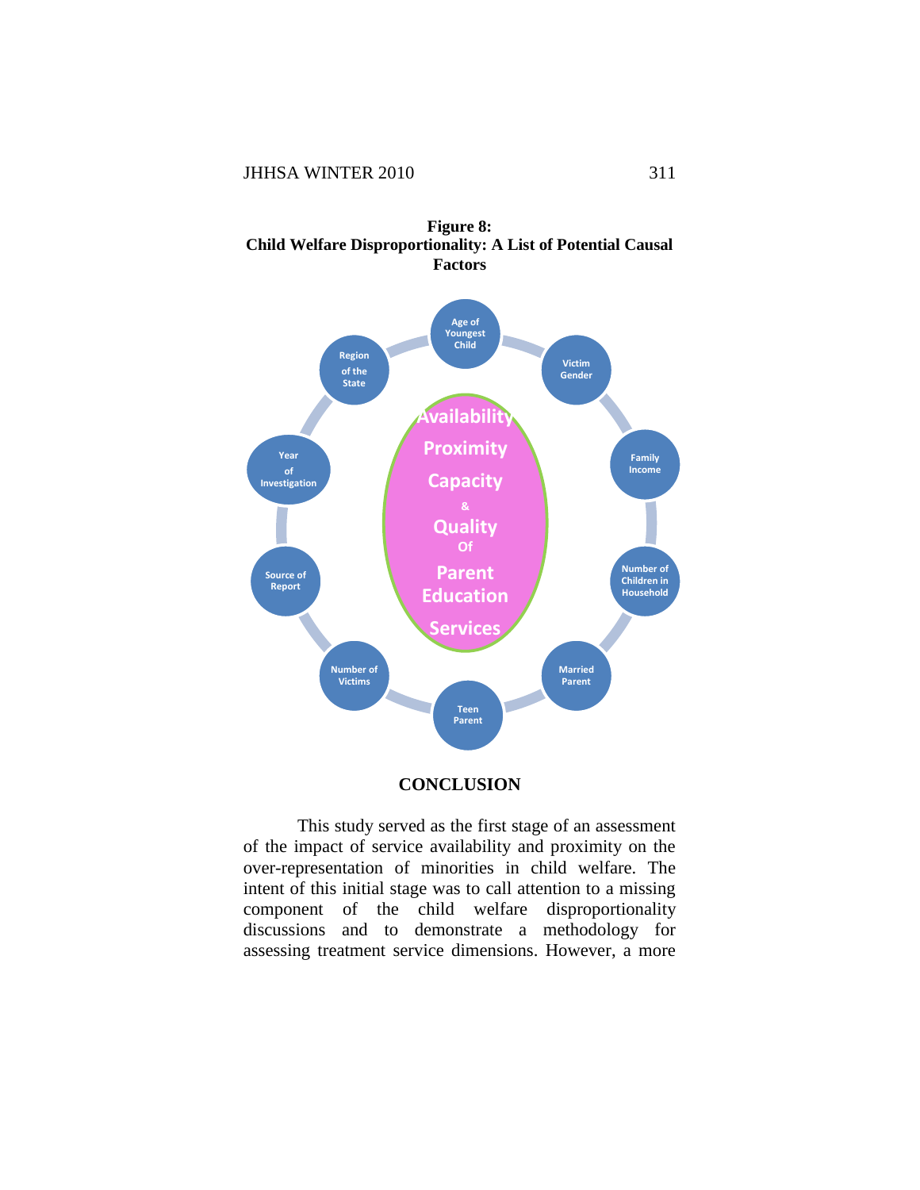**Figure 8:**
**Child Welfare Disproportionality: A List of Potential Causal Factors**

Age of Youngest Child

Victim Gender

Family Income

Number of Children in Household

Married Parent

Teen Parent

Number of Victims

Source of Report

Year of Investigation

Region of the State

Availability Proximity Capacity & Quality Of Parent Education Services

## CONCLUSION

This study served as the first stage of an assessment of the impact of service availability and proximity on the over-representation of minorities in child welfare. The intent of this initial stage was to call attention to a missing component of the child welfare disproportionality discussions and to demonstrate a methodology for assessing treatment service dimensions. However, a more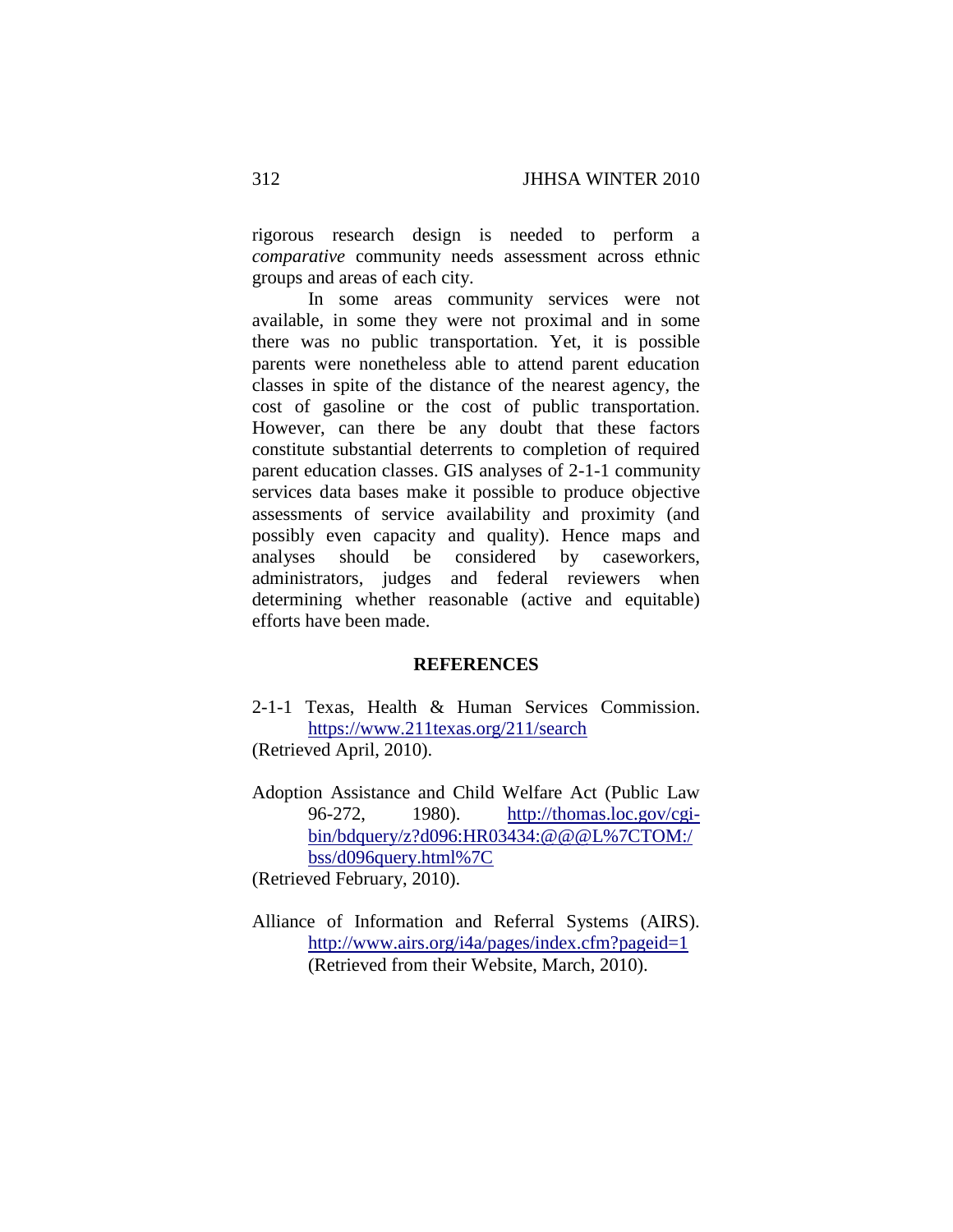rigorous research design is needed to perform a *comparative* community needs assessment across ethnic groups and areas of each city.

In some areas community services were not available, in some they were not proximal and in some there was no public transportation. Yet, it is possible parents were nonetheless able to attend parent education classes in spite of the distance of the nearest agency, the cost of gasoline or the cost of public transportation. However, can there be any doubt that these factors constitute substantial deterrents to completion of required parent education classes. GIS analyses of 2-1-1 community services data bases make it possible to produce objective assessments of service availability and proximity (and possibly even capacity and quality). Hence maps and analyses should be considered by caseworkers, administrators, judges and federal reviewers when determining whether reasonable (active and equitable) efforts have been made.

## REFERENCES

2-1-1 Texas, Health & Human Services Commission. https://www.211texas.org/211/search (Retrieved April, 2010).

Adoption Assistance and Child Welfare Act (Public Law 96-272, 1980). http://thomas.loc.gov/cgi-bin/bdquery/z?d096:HR03434:@@@L%7CTOM:/bss/d096query.html%7C (Retrieved February, 2010).

Alliance of Information and Referral Systems (AIRS). http://www.airs.org/i4a/pages/index.cfm?pageid=1 (Retrieved from their Website, March, 2010).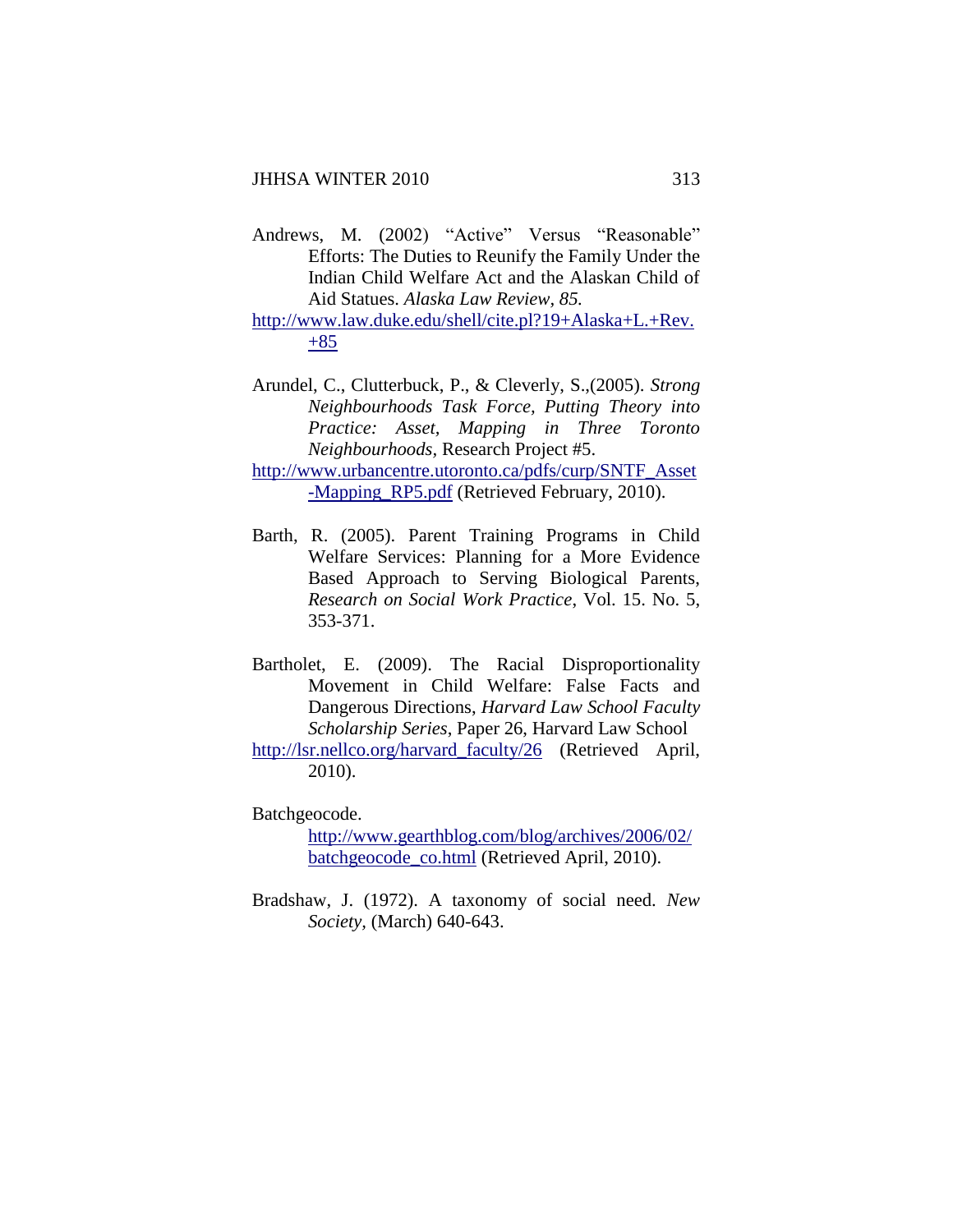Andrews, M. (2002) "Active" Versus "Reasonable" Efforts: The Duties to Reunify the Family Under the Indian Child Welfare Act and the Alaskan Child of Aid Statues. *Alaska Law Review, 85.* http://www.law.duke.edu/shell/cite.pl?19+Alaska+L.+Rev.+85

Arundel, C., Clutterbuck, P., & Cleverly, S.,(2005). *Strong Neighbourhoods Task Force, Putting Theory into Practice: Asset, Mapping in Three Toronto Neighbourhoods*, Research Project #5. http://www.urbancentre.utoronto.ca/pdfs/curp/SNTF_Asset-Mapping_RP5.pdf (Retrieved February, 2010).

Barth, R. (2005). Parent Training Programs in Child Welfare Services: Planning for a More Evidence Based Approach to Serving Biological Parents, *Research on Social Work Practice*, Vol. 15. No. 5, 353-371.

Bartholet, E. (2009). The Racial Disproportionality Movement in Child Welfare: False Facts and Dangerous Directions, *Harvard Law School Faculty Scholarship Series*, Paper 26, Harvard Law School http://lsr.nellco.org/harvard_faculty/26 (Retrieved April, 2010).

Batchgeocode. http://www.gearthblog.com/blog/archives/2006/02/batchgeocode_co.html (Retrieved April, 2010).

Bradshaw, J. (1972). A taxonomy of social need. *New Society*, (March) 640-643.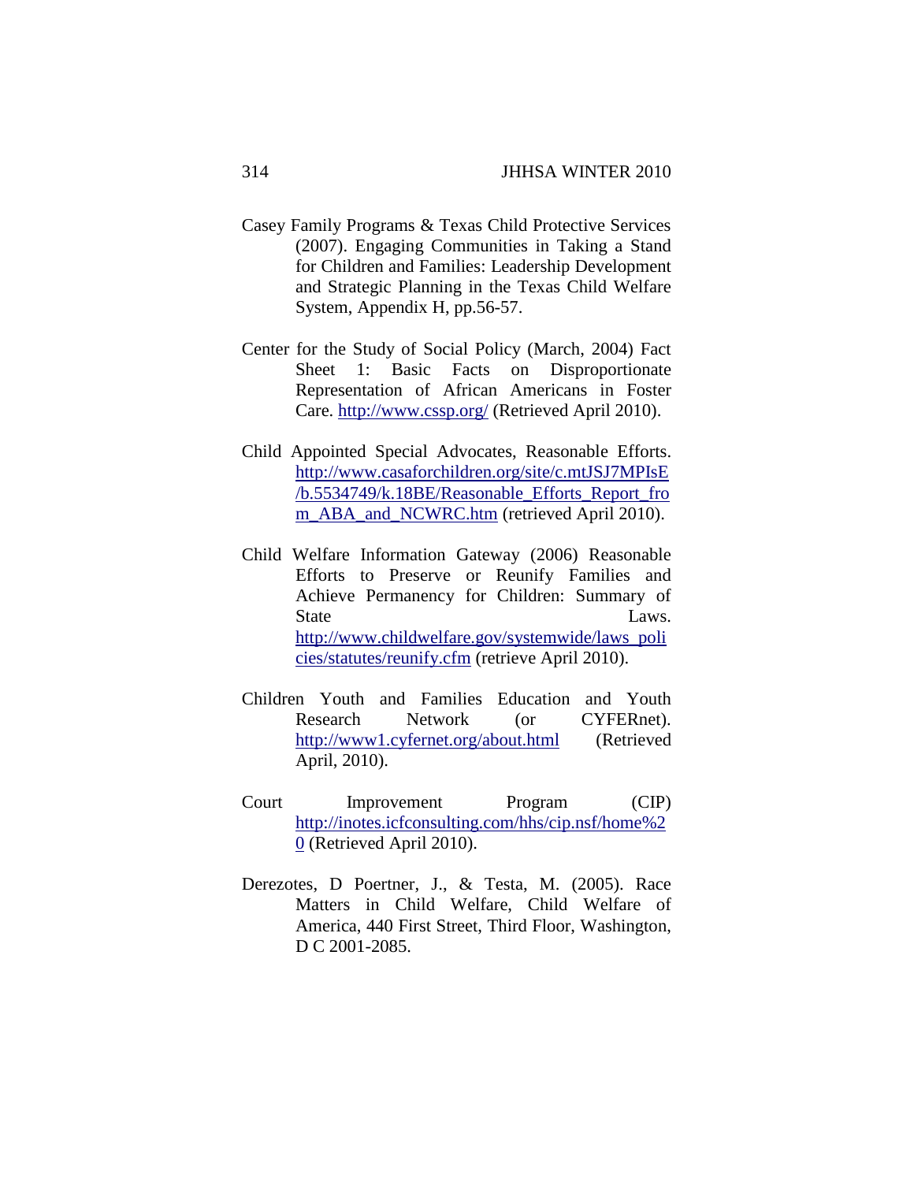Casey Family Programs & Texas Child Protective Services (2007). Engaging Communities in Taking a Stand for Children and Families: Leadership Development and Strategic Planning in the Texas Child Welfare System, Appendix H, pp.56-57.

Center for the Study of Social Policy (March, 2004) Fact Sheet 1: Basic Facts on Disproportionate Representation of African Americans in Foster Care. http://www.cssp.org/ (Retrieved April 2010).

Child Appointed Special Advocates, Reasonable Efforts. http://www.casaforchildren.org/site/c.mtJSJ7MPIsE/b.5534749/k.18BE/Reasonable_Efforts_Report_from_ABA_and_NCWRC.htm (retrieved April 2010).

Child Welfare Information Gateway (2006) Reasonable Efforts to Preserve or Reunify Families and Achieve Permanency for Children: Summary of State Laws. http://www.childwelfare.gov/systemwide/laws_policies/statutes/reunify.cfm (retrieve April 2010).

Children Youth and Families Education and Youth Research Network (or CYFERnet). http://www1.cyfernet.org/about.html (Retrieved April, 2010).

Court Improvement Program (CIP) http://inotes.icfconsulting.com/hhs/cip.nsf/home%20 (Retrieved April 2010).

Derezotes, D Poertner, J., & Testa, M. (2005). Race Matters in Child Welfare, Child Welfare of America, 440 First Street, Third Floor, Washington, D C 2001-2085.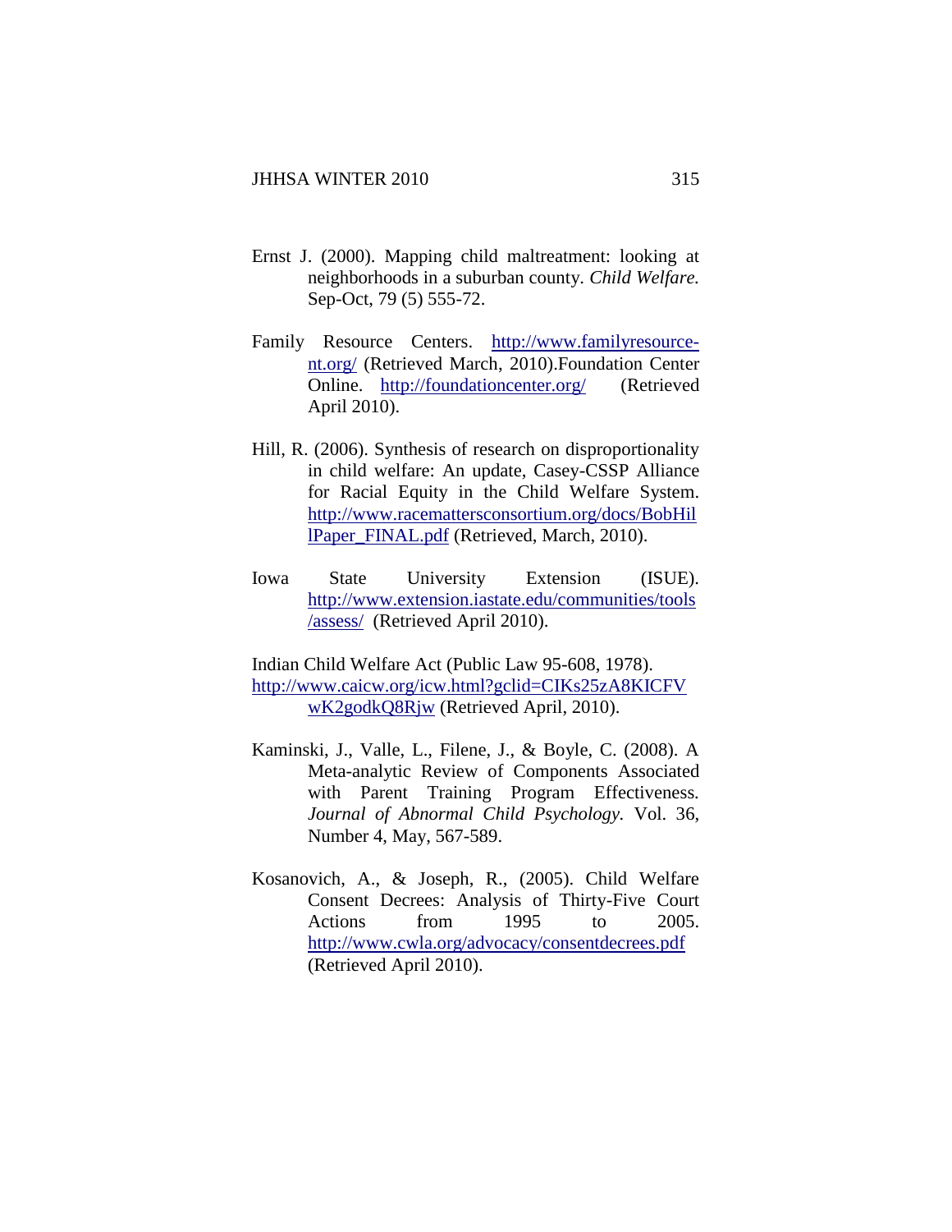Ernst J. (2000). Mapping child maltreatment: looking at neighborhoods in a suburban county. *Child Welfare.* Sep-Oct, 79 (5) 555-72.

Family Resource Centers. http://www.familyresource-nt.org/ (Retrieved March, 2010).Foundation Center Online. http://foundationcenter.org/ (Retrieved April 2010).

Hill, R. (2006). Synthesis of research on disproportionality in child welfare: An update, Casey-CSSP Alliance for Racial Equity in the Child Welfare System. http://www.racemattersconsortium.org/docs/BobHillPaper_FINAL.pdf (Retrieved, March, 2010).

Iowa State University Extension (ISUE). http://www.extension.iastate.edu/communities/tools/assess/ (Retrieved April 2010).

Indian Child Welfare Act (Public Law 95-608, 1978). http://www.caicw.org/icw.html?gclid=CIKs25zA8KICFVwK2godkQ8Rjw (Retrieved April, 2010).

Kaminski, J., Valle, L., Filene, J., & Boyle, C. (2008). A Meta-analytic Review of Components Associated with Parent Training Program Effectiveness. *Journal of Abnormal Child Psychology.* Vol. 36, Number 4, May, 567-589.

Kosanovich, A., & Joseph, R., (2005). Child Welfare Consent Decrees: Analysis of Thirty-Five Court Actions from 1995 to 2005. http://www.cwla.org/advocacy/consentdecrees.pdf (Retrieved April 2010).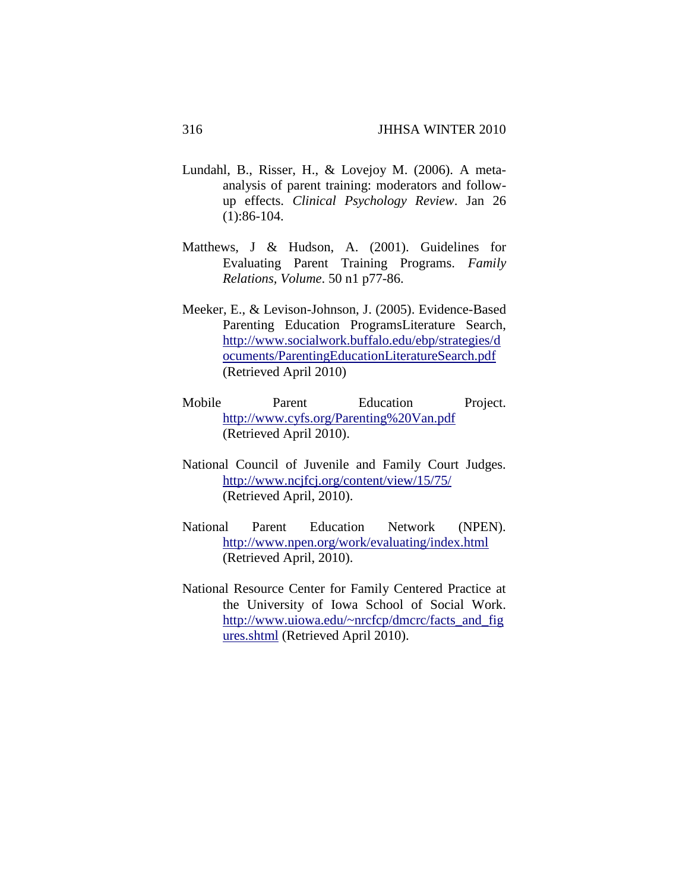Lundahl, B., Risser, H., & Lovejoy M. (2006). A meta-analysis of parent training: moderators and follow-up effects. *Clinical Psychology Review*. Jan 26 (1):86-104.

Matthews, J & Hudson, A. (2001). Guidelines for Evaluating Parent Training Programs. *Family Relations, Volume*. 50 n1 p77-86.

Meeker, E., & Levison-Johnson, J. (2005). Evidence-Based Parenting Education ProgramsLiterature Search, http://www.socialwork.buffalo.edu/ebp/strategies/documents/ParentingEducationLiteratureSearch.pdf (Retrieved April 2010)

Mobile Parent Education Project. http://www.cyfs.org/Parenting%20Van.pdf (Retrieved April 2010).

National Council of Juvenile and Family Court Judges. http://www.ncjfcj.org/content/view/15/75/ (Retrieved April, 2010).

National Parent Education Network (NPEN). http://www.npen.org/work/evaluating/index.html (Retrieved April, 2010).

National Resource Center for Family Centered Practice at the University of Iowa School of Social Work. http://www.uiowa.edu/~nrcfcp/dmcrc/facts_and_figures.shtml (Retrieved April 2010).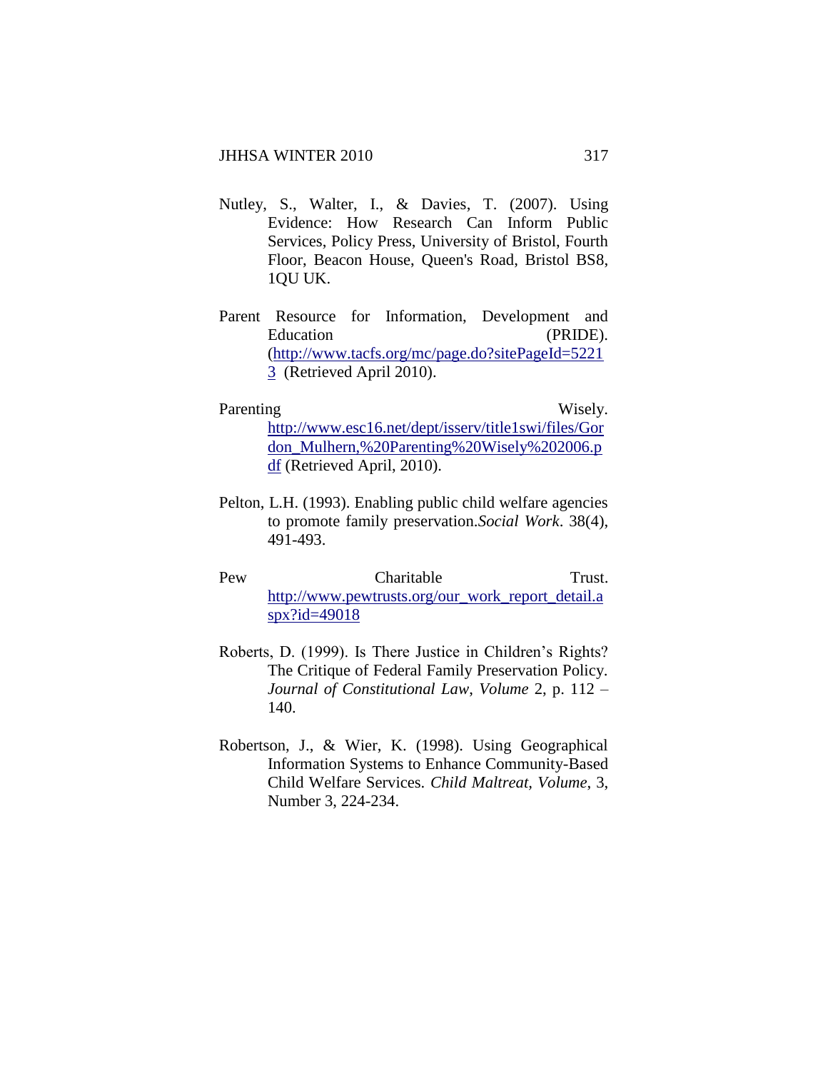Nutley, S., Walter, I., & Davies, T. (2007). Using Evidence: How Research Can Inform Public Services, Policy Press, University of Bristol, Fourth Floor, Beacon House, Queen's Road, Bristol BS8, 1QU UK.

Parent Resource for Information, Development and Education (PRIDE). (http://www.tacfs.org/mc/page.do?sitePageId=52213 (Retrieved April 2010).

Parenting Wisely. http://www.esc16.net/dept/isserv/title1swi/files/Gordon_Mulhern,%20Parenting%20Wisely%202006.pdf (Retrieved April, 2010).

Pelton, L.H. (1993). Enabling public child welfare agencies to promote family preservation.*Social Work*. 38(4), 491-493.

Pew Charitable Trust. http://www.pewtrusts.org/our_work_report_detail.aspx?id=49018

Roberts, D. (1999). Is There Justice in Children's Rights? The Critique of Federal Family Preservation Policy. *Journal of Constitutional Law*, *Volume* 2, p. 112 – 140.

Robertson, J., & Wier, K. (1998). Using Geographical Information Systems to Enhance Community-Based Child Welfare Services. *Child Maltreat, Volume*, 3, Number 3, 224-234.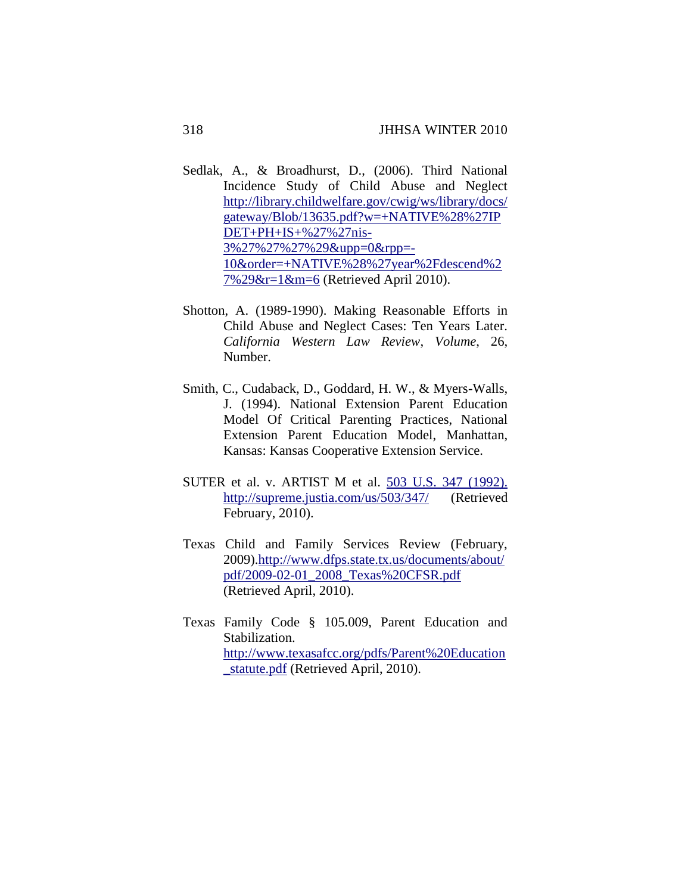Sedlak, A., & Broadhurst, D., (2006). Third National Incidence Study of Child Abuse and Neglect http://library.childwelfare.gov/cwig/ws/library/docs/gateway/Blob/13635.pdf?w=+NATIVE%28%27IPDET+PH+IS+%27%27nis-3%27%27%27%29&upp=0&rpp=-10&order=+NATIVE%28%27year%2Fdescend%27%29&r=1&m=6 (Retrieved April 2010).

Shotton, A. (1989-1990). Making Reasonable Efforts in Child Abuse and Neglect Cases: Ten Years Later. *California Western Law Review*, *Volume*, 26, Number.

Smith, C., Cudaback, D., Goddard, H. W., & Myers-Walls, J. (1994). National Extension Parent Education Model Of Critical Parenting Practices, National Extension Parent Education Model, Manhattan, Kansas: Kansas Cooperative Extension Service.

SUTER et al. v. ARTIST M et al. 503 U.S. 347 (1992). http://supreme.justia.com/us/503/347/ (Retrieved February, 2010).

Texas Child and Family Services Review (February, 2009).http://www.dfps.state.tx.us/documents/about/pdf/2009-02-01_2008_Texas%20CFSR.pdf (Retrieved April, 2010).

Texas Family Code § 105.009, Parent Education and Stabilization. http://www.texasafcc.org/pdfs/Parent%20Education_statute.pdf (Retrieved April, 2010).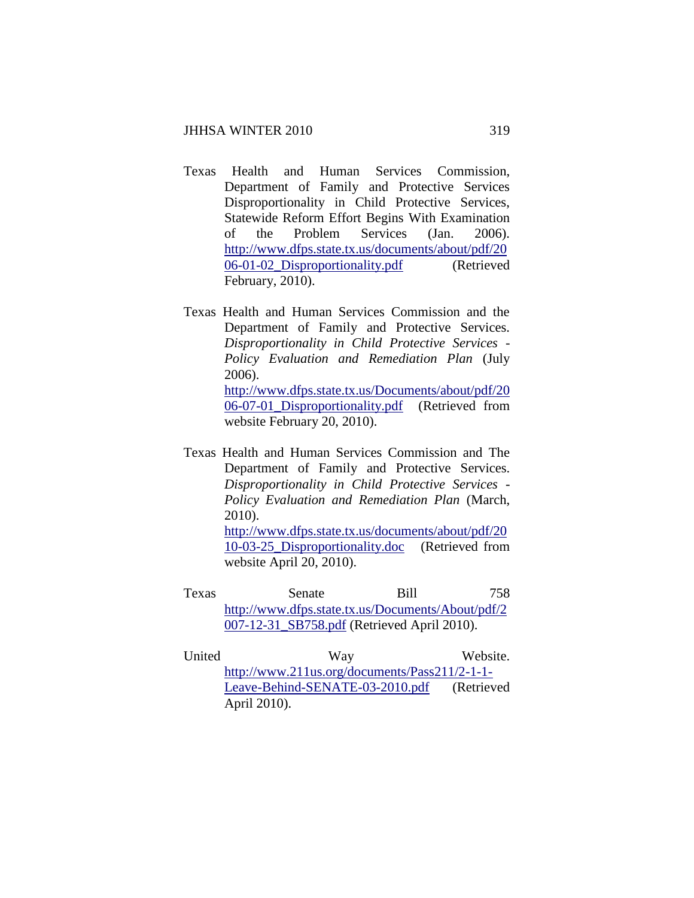Texas Health and Human Services Commission, Department of Family and Protective Services Disproportionality in Child Protective Services, Statewide Reform Effort Begins With Examination of the Problem Services (Jan. 2006). http://www.dfps.state.tx.us/documents/about/pdf/2006-01-02_Disproportionality.pdf (Retrieved February, 2010).

Texas Health and Human Services Commission and the Department of Family and Protective Services. *Disproportionality in Child Protective Services - Policy Evaluation and Remediation Plan* (July 2006). http://www.dfps.state.tx.us/Documents/about/pdf/2006-07-01_Disproportionality.pdf (Retrieved from website February 20, 2010).

Texas Health and Human Services Commission and The Department of Family and Protective Services. *Disproportionality in Child Protective Services - Policy Evaluation and Remediation Plan* (March, 2010). http://www.dfps.state.tx.us/documents/about/pdf/2010-03-25_Disproportionality.doc (Retrieved from website April 20, 2010).

Texas Senate Bill 758 http://www.dfps.state.tx.us/Documents/About/pdf/2007-12-31_SB758.pdf (Retrieved April 2010).

United Way Website. http://www.211us.org/documents/Pass211/2-1-1-Leave-Behind-SENATE-03-2010.pdf (Retrieved April 2010).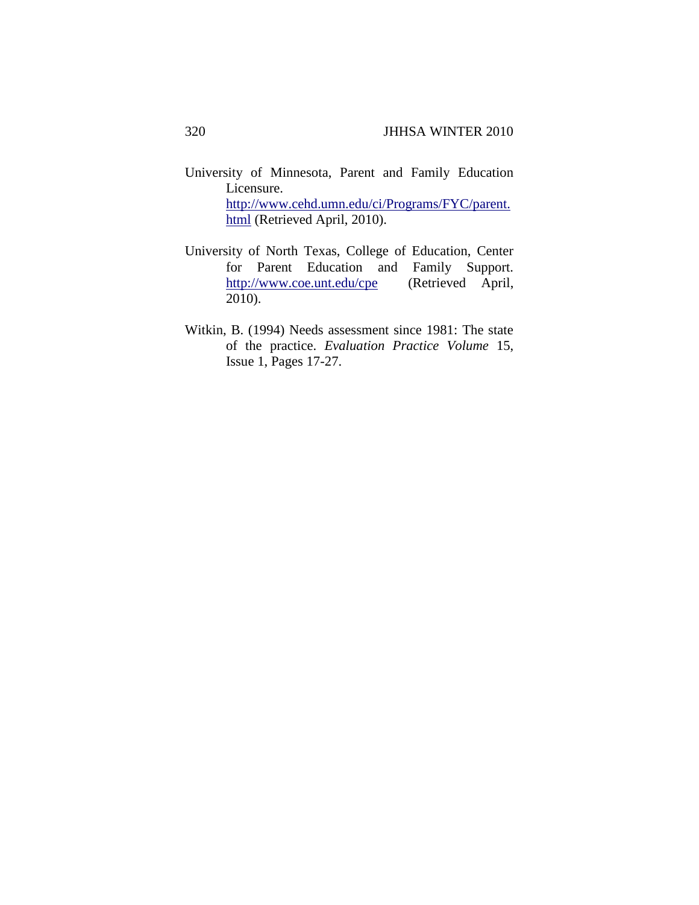University of Minnesota, Parent and Family Education Licensure. http://www.cehd.umn.edu/ci/Programs/FYC/parent.html (Retrieved April, 2010).

University of North Texas, College of Education, Center for Parent Education and Family Support. http://www.coe.unt.edu/cpe (Retrieved April, 2010).

Witkin, B. (1994) Needs assessment since 1981: The state of the practice. *Evaluation Practice Volume* 15, Issue 1, Pages 17-27.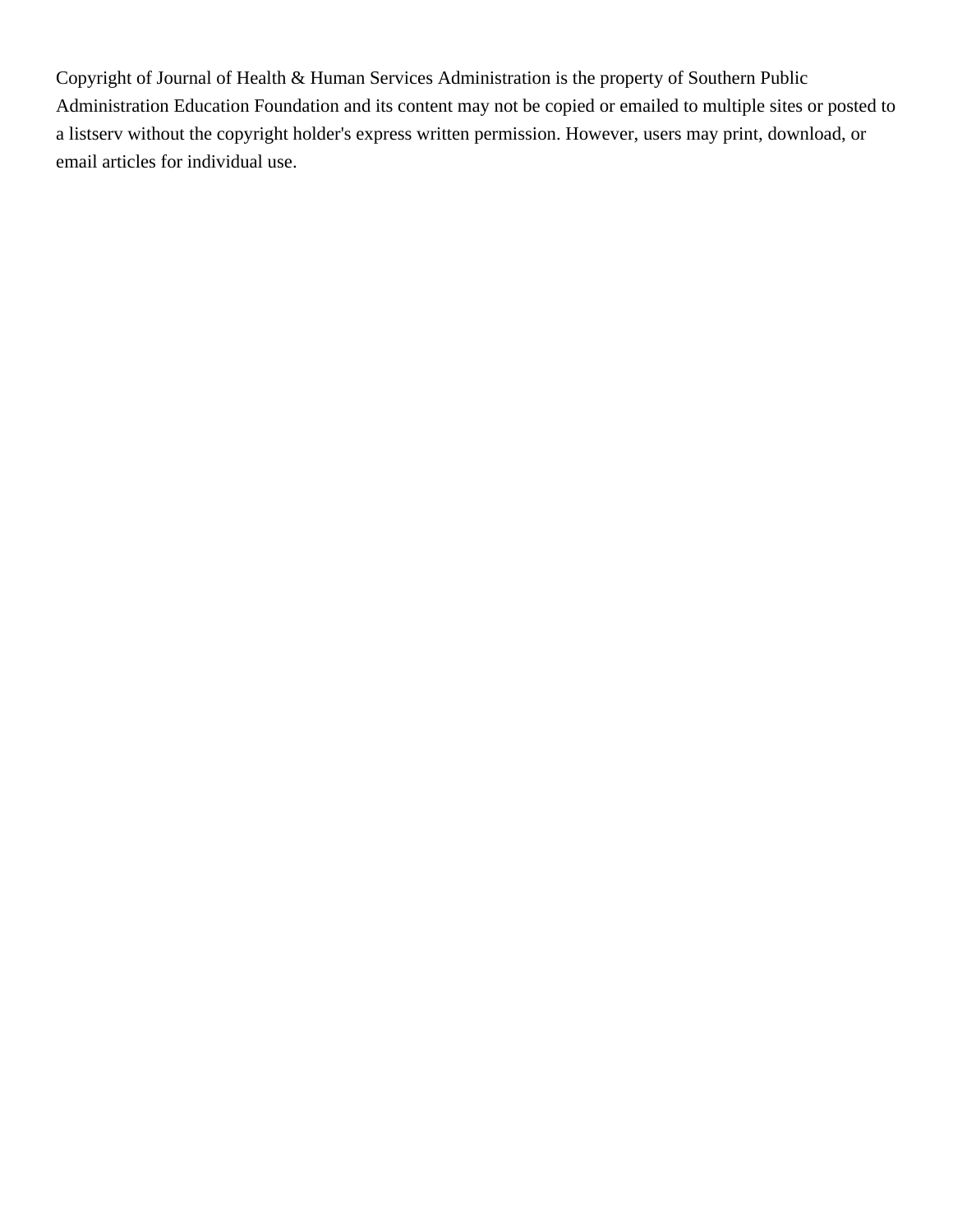Copyright of Journal of Health & Human Services Administration is the property of Southern Public Administration Education Foundation and its content may not be copied or emailed to multiple sites or posted to a listserv without the copyright holder's express written permission. However, users may print, download, or email articles for individual use.